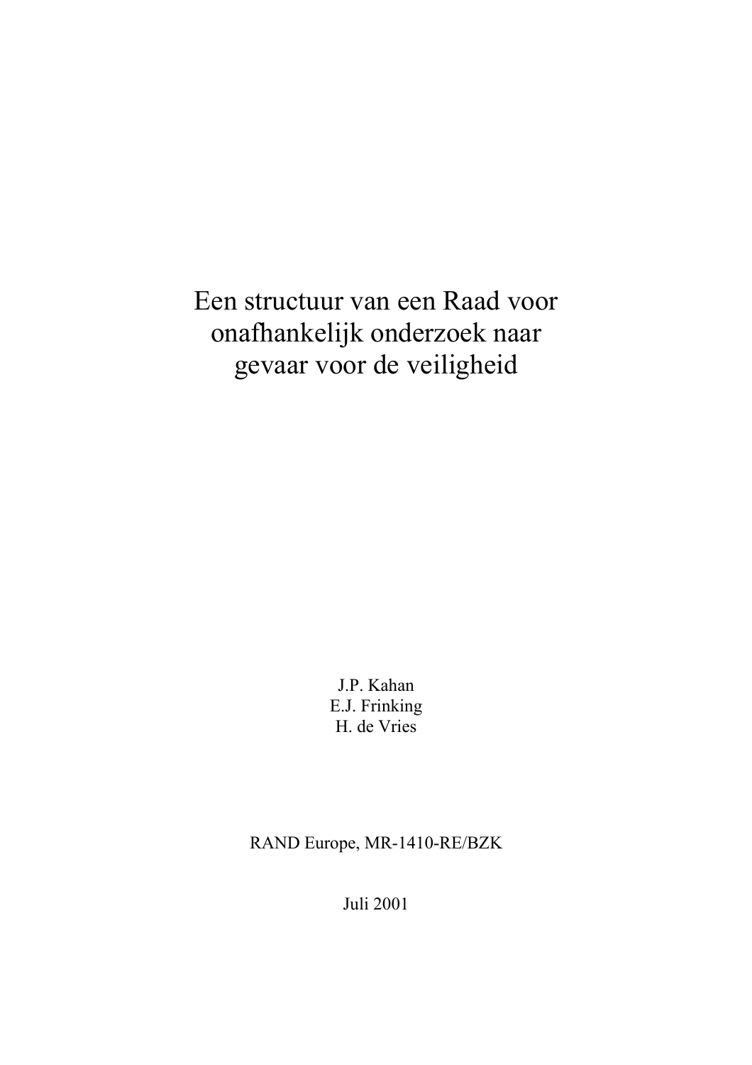# Een structuur van een Raad voor onafhankelijk onderzoek naar gevaar voor de veiligheid

J.P. Kahan
E.J. Frinking
H. de Vries

RAND Europe, MR-1410-RE/BZK

Juli 2001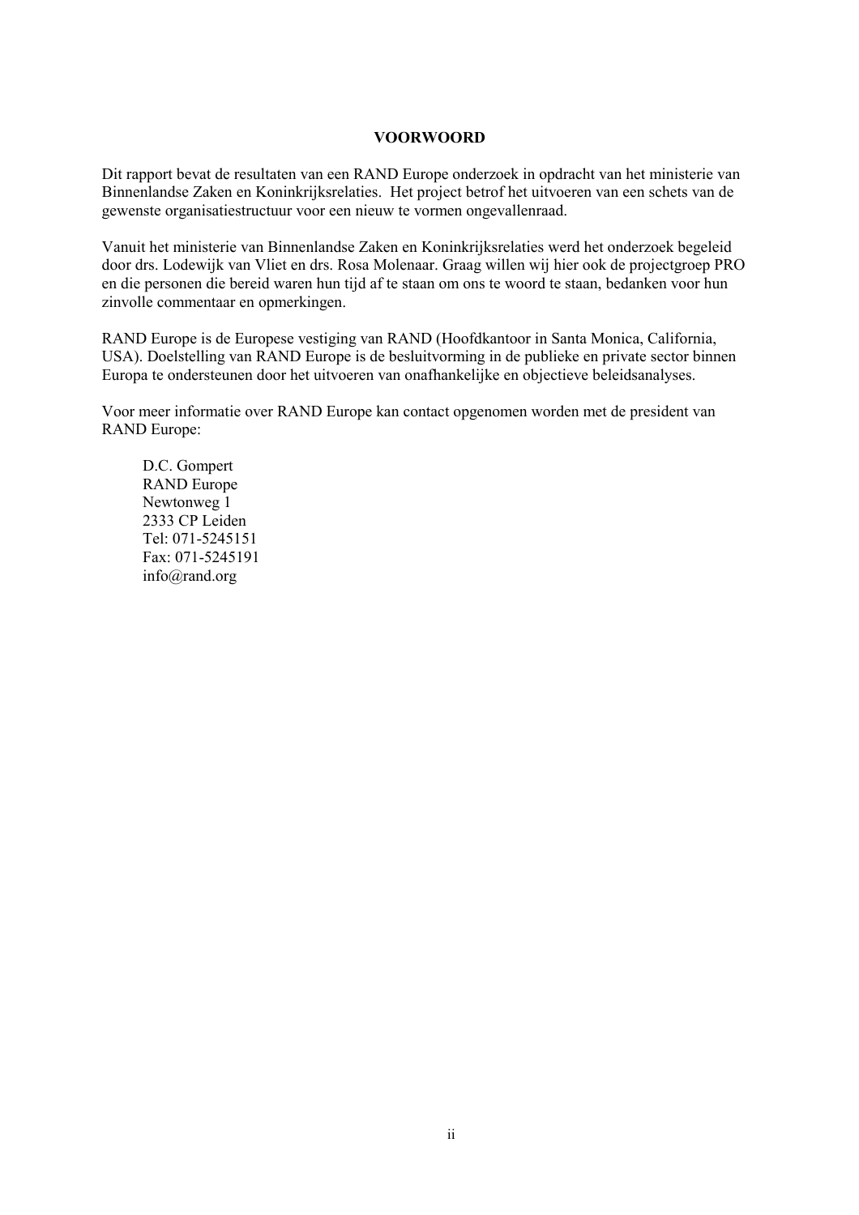# VOORWOORD

Dit rapport bevat de resultaten van een RAND Europe onderzoek in opdracht van het ministerie van Binnenlandse Zaken en Koninkrijksrelaties. Het project betrof het uitvoeren van een schets van de gewenste organisatiestructuur voor een nieuw te vormen ongevallenraad.

Vanuit het ministerie van Binnenlandse Zaken en Koninkrijksrelaties werd het onderzoek begeleid door drs. Lodewijk van Vliet en drs. Rosa Molenaar. Graag willen wij hier ook de projectgroep PRO en die personen die bereid waren hun tijd af te staan om ons te woord te staan, bedanken voor hun zinvolle commentaar en opmerkingen.

RAND Europe is de Europese vestiging van RAND (Hoofdkantoor in Santa Monica, California, USA). Doelstelling van RAND Europe is de besluitvorming in de publieke en private sector binnen Europa te ondersteunen door het uitvoeren van onafhankelijke en objectieve beleidsanalyses.

Voor meer informatie over RAND Europe kan contact opgenomen worden met de president van RAND Europe:

D.C. Gompert  
RAND Europe  
Newtonweg 1  
2333 CP Leiden  
Tel: 071-5245151  
Fax: 071-5245191  
info@rand.org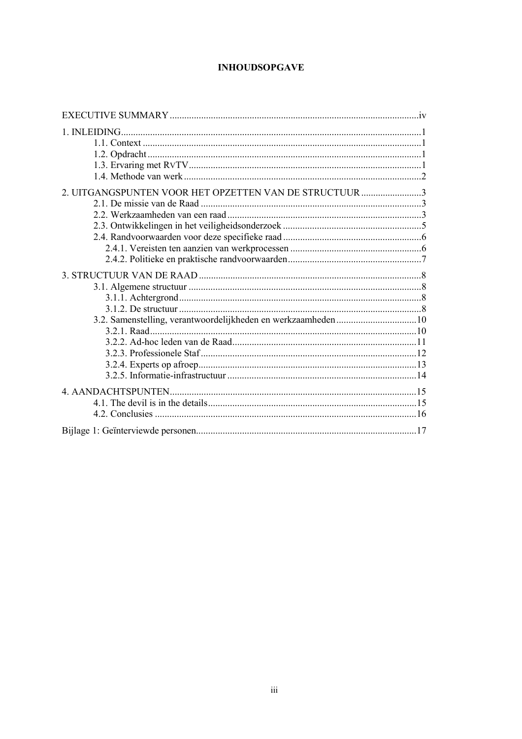# INHOUDSOPGAVE

EXECUTIVE SUMMARY ........................................................................................................iv

1. INLEIDING...........................................................................................................................1
   - 1.1. Context ...................................................................................................................1
   - 1.2. Opdracht .................................................................................................................1
   - 1.3. Ervaring met RvTV................................................................................................1
   - 1.4. Methode van werk ..................................................................................................2

2. UITGANGSPUNTEN VOOR HET OPZETTEN VAN DE STRUCTUUR .........................3
   - 2.1. De missie van de Raad ...........................................................................................3
   - 2.2. Werkzaamheden van een raad ................................................................................3
   - 2.3. Ontwikkelingen in het veiligheidsonderzoek .........................................................5
   - 2.4. Randvoorwaarden voor deze specifieke raad .........................................................6
     - 2.4.1. Vereisten ten aanzien van werkprocessen ......................................................6
     - 2.4.2. Politieke en praktische randvoorwaarden.......................................................7

3. STRUCTUUR VAN DE RAAD ...........................................................................................8
   - 3.1. Algemene structuur ................................................................................................8
     - 3.1.1. Achtergrond....................................................................................................8
     - 3.1.2. De structuur ....................................................................................................8
   - 3.2. Samenstelling, verantwoordelijkheden en werkzaamheden .................................10
     - 3.2.1. Raad..............................................................................................................10
     - 3.2.2. Ad-hoc leden van de Raad............................................................................11
     - 3.2.3. Professionele Staf .........................................................................................12
     - 3.2.4. Experts op afroep..........................................................................................13
     - 3.2.5. Informatie-infrastructuur ..............................................................................14

4. AANDACHTSPUNTEN.....................................................................................................15
   - 4.1. The devil is in the details......................................................................................15
   - 4.2. Conclusies ............................................................................................................16

Bijlage 1: Geïnterviewde personen..........................................................................................17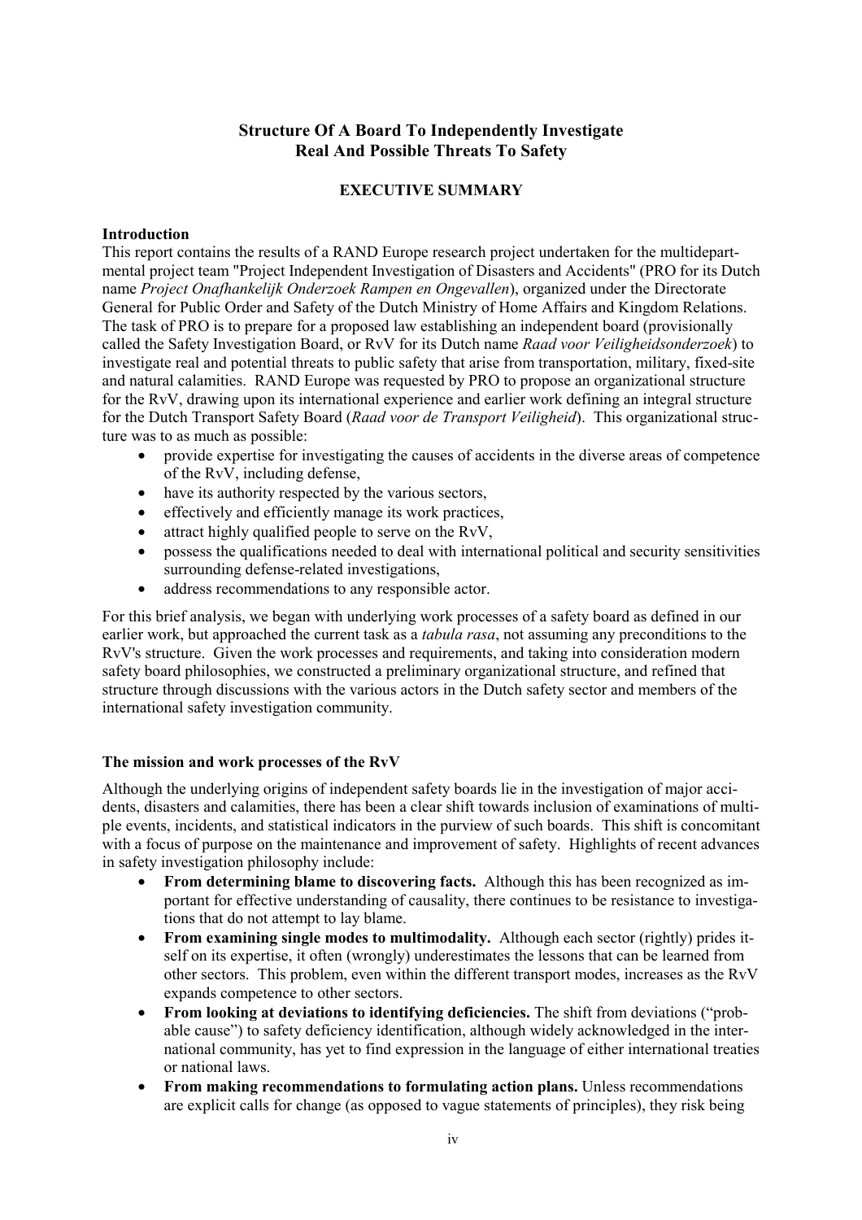# Structure Of A Board To Independently Investigate Real And Possible Threats To Safety

## EXECUTIVE SUMMARY

### Introduction

This report contains the results of a RAND Europe research project undertaken for the multidepartmental project team "Project Independent Investigation of Disasters and Accidents" (PRO for its Dutch name *Project Onafhankelijk Onderzoek Rampen en Ongevallen*), organized under the Directorate General for Public Order and Safety of the Dutch Ministry of Home Affairs and Kingdom Relations. The task of PRO is to prepare for a proposed law establishing an independent board (provisionally called the Safety Investigation Board, or RvV for its Dutch name *Raad voor Veiligheidsonderzoek*) to investigate real and potential threats to public safety that arise from transportation, military, fixed-site and natural calamities. RAND Europe was requested by PRO to propose an organizational structure for the RvV, drawing upon its international experience and earlier work defining an integral structure for the Dutch Transport Safety Board (*Raad voor de Transport Veiligheid*). This organizational structure was to as much as possible:

- provide expertise for investigating the causes of accidents in the diverse areas of competence of the RvV, including defense,
- have its authority respected by the various sectors,
- effectively and efficiently manage its work practices,
- attract highly qualified people to serve on the RvV,
- possess the qualifications needed to deal with international political and security sensitivities surrounding defense-related investigations,
- address recommendations to any responsible actor.

For this brief analysis, we began with underlying work processes of a safety board as defined in our earlier work, but approached the current task as a *tabula rasa*, not assuming any preconditions to the RvV's structure. Given the work processes and requirements, and taking into consideration modern safety board philosophies, we constructed a preliminary organizational structure, and refined that structure through discussions with the various actors in the Dutch safety sector and members of the international safety investigation community.

### The mission and work processes of the RvV

Although the underlying origins of independent safety boards lie in the investigation of major accidents, disasters and calamities, there has been a clear shift towards inclusion of examinations of multiple events, incidents, and statistical indicators in the purview of such boards. This shift is concomitant with a focus of purpose on the maintenance and improvement of safety. Highlights of recent advances in safety investigation philosophy include:

- **From determining blame to discovering facts.** Although this has been recognized as important for effective understanding of causality, there continues to be resistance to investigations that do not attempt to lay blame.
- **From examining single modes to multimodality.** Although each sector (rightly) prides itself on its expertise, it often (wrongly) underestimates the lessons that can be learned from other sectors. This problem, even within the different transport modes, increases as the RvV expands competence to other sectors.
- **From looking at deviations to identifying deficiencies.** The shift from deviations ("probable cause") to safety deficiency identification, although widely acknowledged in the international community, has yet to find expression in the language of either international treaties or national laws.
- **From making recommendations to formulating action plans.** Unless recommendations are explicit calls for change (as opposed to vague statements of principles), they risk being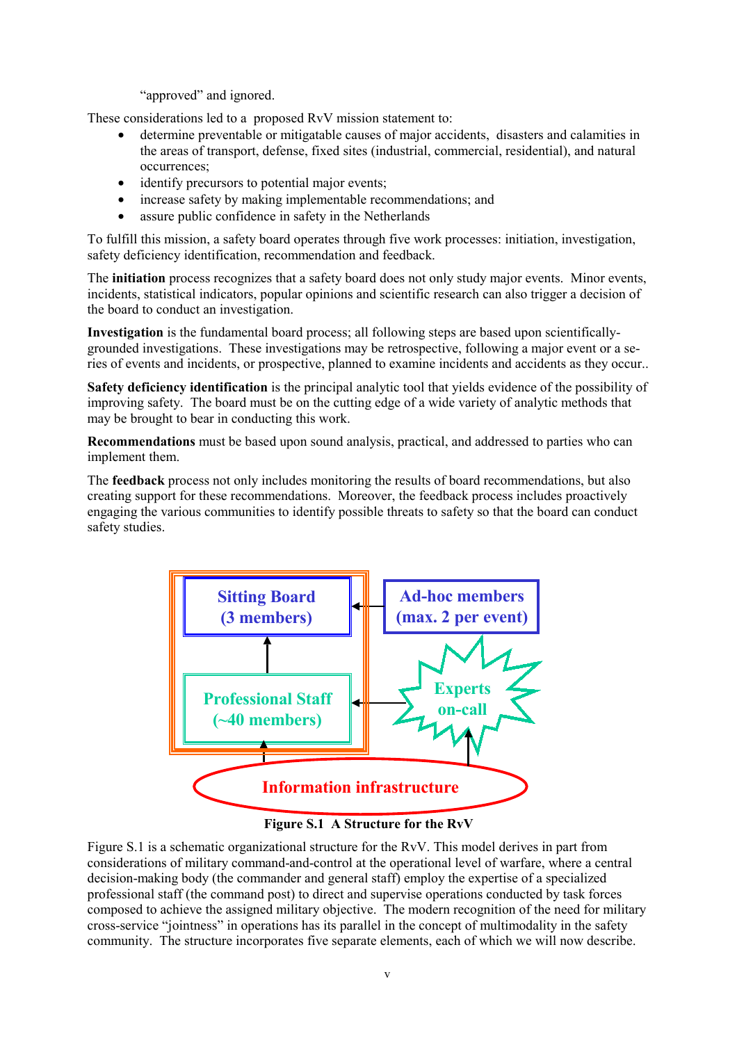"approved" and ignored.

These considerations led to a proposed RvV mission statement to:

- determine preventable or mitigatable causes of major accidents, disasters and calamities in the areas of transport, defense, fixed sites (industrial, commercial, residential), and natural occurrences;
- identify precursors to potential major events;
- increase safety by making implementable recommendations; and
- assure public confidence in safety in the Netherlands

To fulfill this mission, a safety board operates through five work processes: initiation, investigation, safety deficiency identification, recommendation and feedback.

The **initiation** process recognizes that a safety board does not only study major events. Minor events, incidents, statistical indicators, popular opinions and scientific research can also trigger a decision of the board to conduct an investigation.

**Investigation** is the fundamental board process; all following steps are based upon scientifically-grounded investigations. These investigations may be retrospective, following a major event or a series of events and incidents, or prospective, planned to examine incidents and accidents as they occur..

**Safety deficiency identification** is the principal analytic tool that yields evidence of the possibility of improving safety. The board must be on the cutting edge of a wide variety of analytic methods that may be brought to bear in conducting this work.

**Recommendations** must be based upon sound analysis, practical, and addressed to parties who can implement them.

The **feedback** process not only includes monitoring the results of board recommendations, but also creating support for these recommendations. Moreover, the feedback process includes proactively engaging the various communities to identify possible threats to safety so that the board can conduct safety studies.

Sitting Board (3 members)

Ad-hoc members (max. 2 per event)

Professional Staff (~40 members)

Experts on-call

Information infrastructure

**Figure S.1 A Structure for the RvV**

Figure S.1 is a schematic organizational structure for the RvV. This model derives in part from considerations of military command-and-control at the operational level of warfare, where a central decision-making body (the commander and general staff) employ the expertise of a specialized professional staff (the command post) to direct and supervise operations conducted by task forces composed to achieve the assigned military objective. The modern recognition of the need for military cross-service "jointness" in operations has its parallel in the concept of multimodality in the safety community. The structure incorporates five separate elements, each of which we will now describe.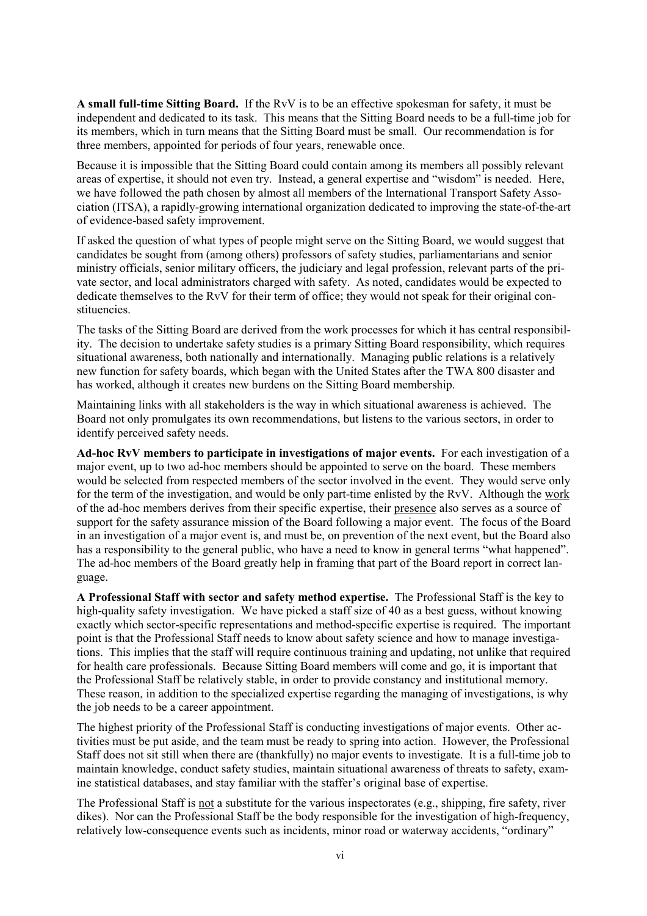**A small full-time Sitting Board.** If the RvV is to be an effective spokesman for safety, it must be independent and dedicated to its task. This means that the Sitting Board needs to be a full-time job for its members, which in turn means that the Sitting Board must be small. Our recommendation is for three members, appointed for periods of four years, renewable once.

Because it is impossible that the Sitting Board could contain among its members all possibly relevant areas of expertise, it should not even try. Instead, a general expertise and "wisdom" is needed. Here, we have followed the path chosen by almost all members of the International Transport Safety Association (ITSA), a rapidly-growing international organization dedicated to improving the state-of-the-art of evidence-based safety improvement.

If asked the question of what types of people might serve on the Sitting Board, we would suggest that candidates be sought from (among others) professors of safety studies, parliamentarians and senior ministry officials, senior military officers, the judiciary and legal profession, relevant parts of the private sector, and local administrators charged with safety. As noted, candidates would be expected to dedicate themselves to the RvV for their term of office; they would not speak for their original constituencies.

The tasks of the Sitting Board are derived from the work processes for which it has central responsibility. The decision to undertake safety studies is a primary Sitting Board responsibility, which requires situational awareness, both nationally and internationally. Managing public relations is a relatively new function for safety boards, which began with the United States after the TWA 800 disaster and has worked, although it creates new burdens on the Sitting Board membership.

Maintaining links with all stakeholders is the way in which situational awareness is achieved. The Board not only promulgates its own recommendations, but listens to the various sectors, in order to identify perceived safety needs.

**Ad-hoc RvV members to participate in investigations of major events.** For each investigation of a major event, up to two ad-hoc members should be appointed to serve on the board. These members would be selected from respected members of the sector involved in the event. They would serve only for the term of the investigation, and would be only part-time enlisted by the RvV. Although the <u>work</u> of the ad-hoc members derives from their specific expertise, their <u>presence</u> also serves as a source of support for the safety assurance mission of the Board following a major event. The focus of the Board in an investigation of a major event is, and must be, on prevention of the next event, but the Board also has a responsibility to the general public, who have a need to know in general terms "what happened". The ad-hoc members of the Board greatly help in framing that part of the Board report in correct language.

**A Professional Staff with sector and safety method expertise.** The Professional Staff is the key to high-quality safety investigation. We have picked a staff size of 40 as a best guess, without knowing exactly which sector-specific representations and method-specific expertise is required. The important point is that the Professional Staff needs to know about safety science and how to manage investigations. This implies that the staff will require continuous training and updating, not unlike that required for health care professionals. Because Sitting Board members will come and go, it is important that the Professional Staff be relatively stable, in order to provide constancy and institutional memory. These reason, in addition to the specialized expertise regarding the managing of investigations, is why the job needs to be a career appointment.

The highest priority of the Professional Staff is conducting investigations of major events. Other activities must be put aside, and the team must be ready to spring into action. However, the Professional Staff does not sit still when there are (thankfully) no major events to investigate. It is a full-time job to maintain knowledge, conduct safety studies, maintain situational awareness of threats to safety, examine statistical databases, and stay familiar with the staffer's original base of expertise.

The Professional Staff is <u>not</u> a substitute for the various inspectorates (e.g., shipping, fire safety, river dikes). Nor can the Professional Staff be the body responsible for the investigation of high-frequency, relatively low-consequence events such as incidents, minor road or waterway accidents, "ordinary"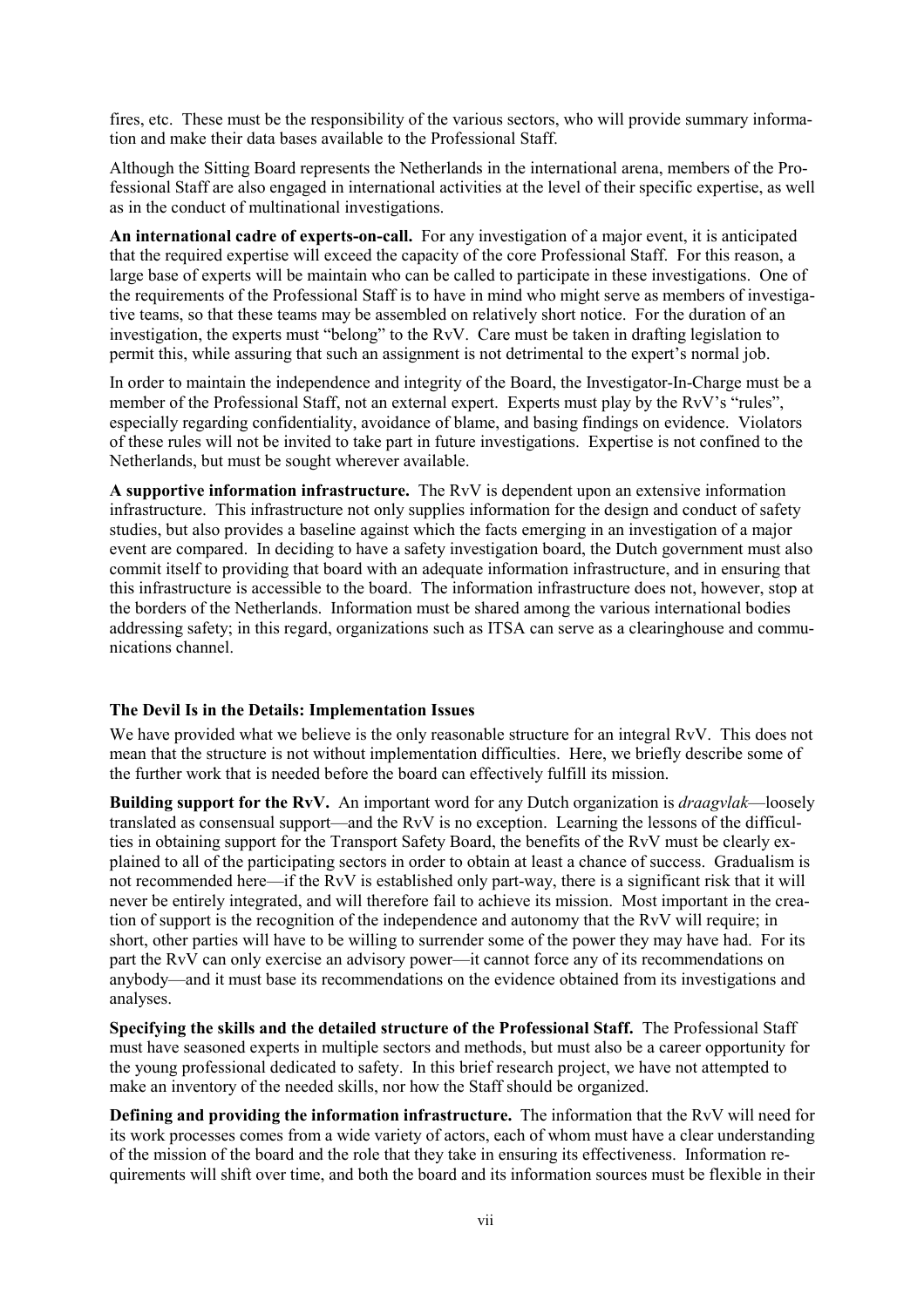fires, etc. These must be the responsibility of the various sectors, who will provide summary information and make their data bases available to the Professional Staff.

Although the Sitting Board represents the Netherlands in the international arena, members of the Professional Staff are also engaged in international activities at the level of their specific expertise, as well as in the conduct of multinational investigations.

**An international cadre of experts-on-call.** For any investigation of a major event, it is anticipated that the required expertise will exceed the capacity of the core Professional Staff. For this reason, a large base of experts will be maintain who can be called to participate in these investigations. One of the requirements of the Professional Staff is to have in mind who might serve as members of investigative teams, so that these teams may be assembled on relatively short notice. For the duration of an investigation, the experts must "belong" to the RvV. Care must be taken in drafting legislation to permit this, while assuring that such an assignment is not detrimental to the expert's normal job.

In order to maintain the independence and integrity of the Board, the Investigator-In-Charge must be a member of the Professional Staff, not an external expert. Experts must play by the RvV's "rules", especially regarding confidentiality, avoidance of blame, and basing findings on evidence. Violators of these rules will not be invited to take part in future investigations. Expertise is not confined to the Netherlands, but must be sought wherever available.

**A supportive information infrastructure.** The RvV is dependent upon an extensive information infrastructure. This infrastructure not only supplies information for the design and conduct of safety studies, but also provides a baseline against which the facts emerging in an investigation of a major event are compared. In deciding to have a safety investigation board, the Dutch government must also commit itself to providing that board with an adequate information infrastructure, and in ensuring that this infrastructure is accessible to the board. The information infrastructure does not, however, stop at the borders of the Netherlands. Information must be shared among the various international bodies addressing safety; in this regard, organizations such as ITSA can serve as a clearinghouse and communications channel.

### The Devil Is in the Details: Implementation Issues

We have provided what we believe is the only reasonable structure for an integral RvV. This does not mean that the structure is not without implementation difficulties. Here, we briefly describe some of the further work that is needed before the board can effectively fulfill its mission.

**Building support for the RvV.** An important word for any Dutch organization is *draagvlak*—loosely translated as consensual support—and the RvV is no exception. Learning the lessons of the difficulties in obtaining support for the Transport Safety Board, the benefits of the RvV must be clearly explained to all of the participating sectors in order to obtain at least a chance of success. Gradualism is not recommended here—if the RvV is established only part-way, there is a significant risk that it will never be entirely integrated, and will therefore fail to achieve its mission. Most important in the creation of support is the recognition of the independence and autonomy that the RvV will require; in short, other parties will have to be willing to surrender some of the power they may have had. For its part the RvV can only exercise an advisory power—it cannot force any of its recommendations on anybody—and it must base its recommendations on the evidence obtained from its investigations and analyses.

**Specifying the skills and the detailed structure of the Professional Staff.** The Professional Staff must have seasoned experts in multiple sectors and methods, but must also be a career opportunity for the young professional dedicated to safety. In this brief research project, we have not attempted to make an inventory of the needed skills, nor how the Staff should be organized.

**Defining and providing the information infrastructure.** The information that the RvV will need for its work processes comes from a wide variety of actors, each of whom must have a clear understanding of the mission of the board and the role that they take in ensuring its effectiveness. Information requirements will shift over time, and both the board and its information sources must be flexible in their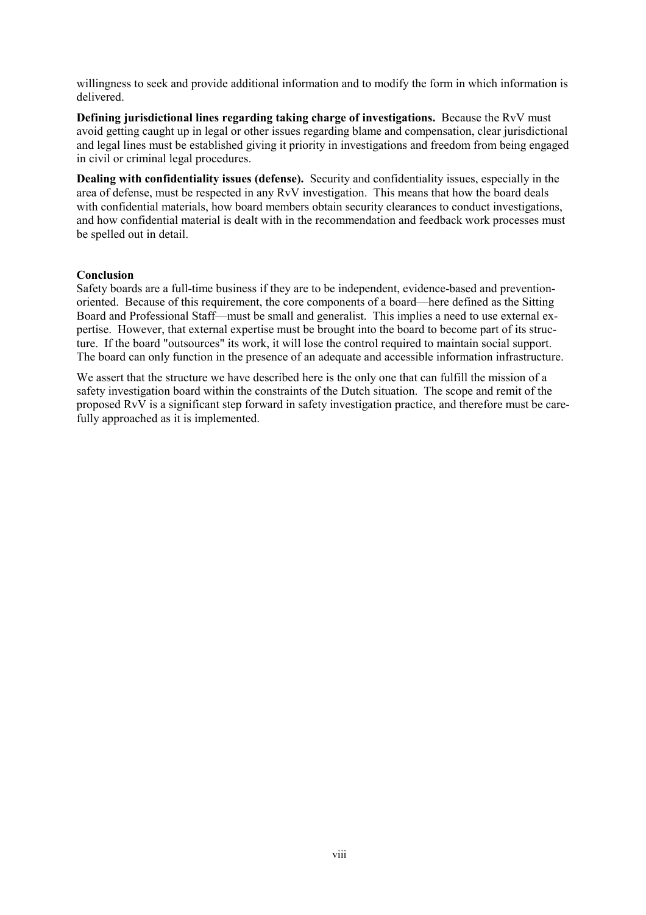willingness to seek and provide additional information and to modify the form in which information is delivered.

**Defining jurisdictional lines regarding taking charge of investigations.** Because the RvV must avoid getting caught up in legal or other issues regarding blame and compensation, clear jurisdictional and legal lines must be established giving it priority in investigations and freedom from being engaged in civil or criminal legal procedures.

**Dealing with confidentiality issues (defense).** Security and confidentiality issues, especially in the area of defense, must be respected in any RvV investigation. This means that how the board deals with confidential materials, how board members obtain security clearances to conduct investigations, and how confidential material is dealt with in the recommendation and feedback work processes must be spelled out in detail.

**Conclusion**

Safety boards are a full-time business if they are to be independent, evidence-based and prevention-oriented. Because of this requirement, the core components of a board—here defined as the Sitting Board and Professional Staff—must be small and generalist. This implies a need to use external expertise. However, that external expertise must be brought into the board to become part of its structure. If the board "outsources" its work, it will lose the control required to maintain social support. The board can only function in the presence of an adequate and accessible information infrastructure.

We assert that the structure we have described here is the only one that can fulfill the mission of a safety investigation board within the constraints of the Dutch situation. The scope and remit of the proposed RvV is a significant step forward in safety investigation practice, and therefore must be carefully approached as it is implemented.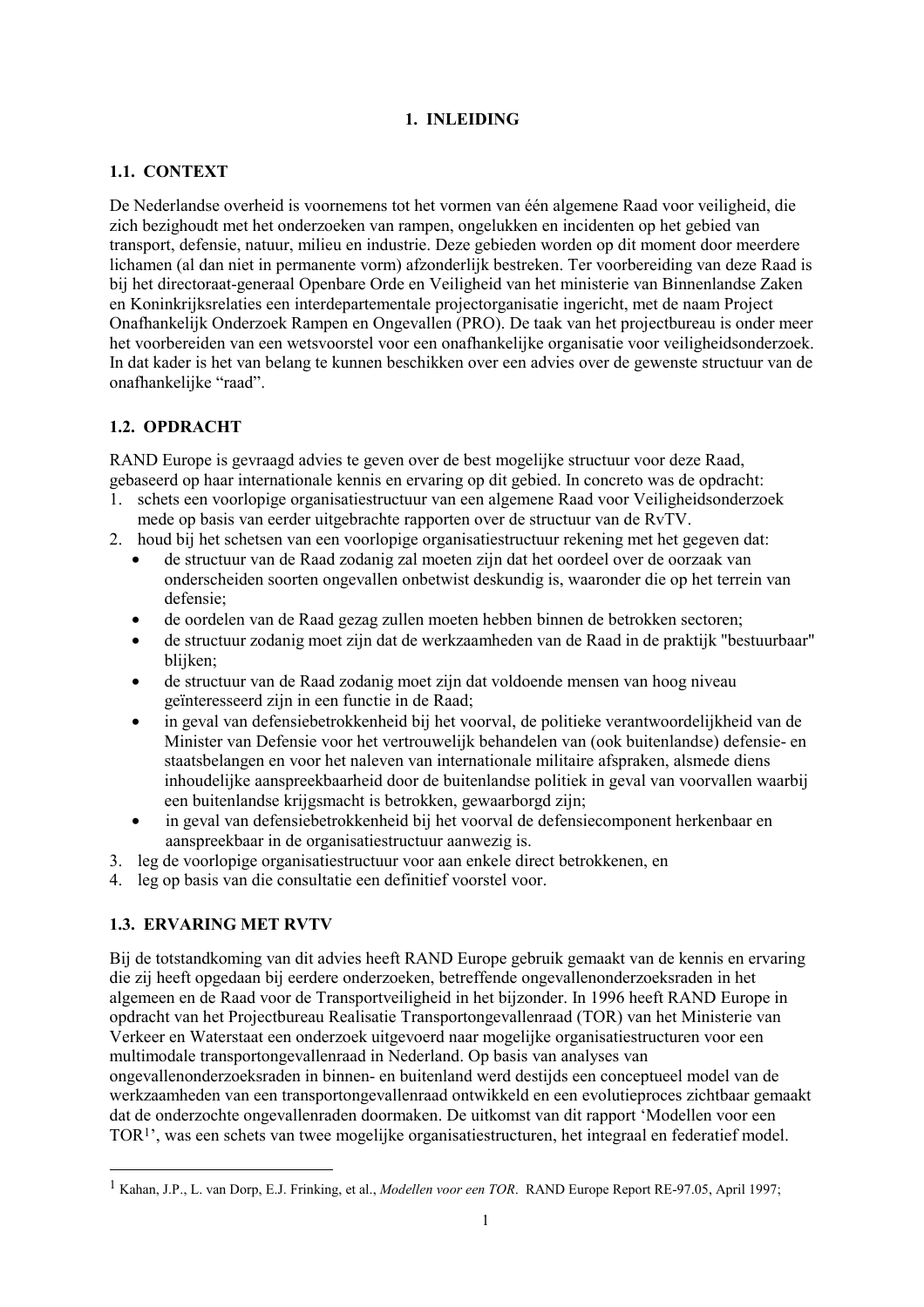# 1. INLEIDING

## 1.1. CONTEXT

De Nederlandse overheid is voornemens tot het vormen van één algemene Raad voor veiligheid, die zich bezighoudt met het onderzoeken van rampen, ongelukken en incidenten op het gebied van transport, defensie, natuur, milieu en industrie. Deze gebieden worden op dit moment door meerdere lichamen (al dan niet in permanente vorm) afzonderlijk bestreken. Ter voorbereiding van deze Raad is bij het directoraat-generaal Openbare Orde en Veiligheid van het ministerie van Binnenlandse Zaken en Koninkrijksrelaties een interdepartementale projectorganisatie ingericht, met de naam Project Onafhankelijk Onderzoek Rampen en Ongevallen (PRO). De taak van het projectbureau is onder meer het voorbereiden van een wetsvoorstel voor een onafhankelijke organisatie voor veiligheidsonderzoek. In dat kader is het van belang te kunnen beschikken over een advies over de gewenste structuur van de onafhankelijke "raad".

## 1.2. OPDRACHT

RAND Europe is gevraagd advies te geven over de best mogelijke structuur voor deze Raad, gebaseerd op haar internationale kennis en ervaring op dit gebied. In concreto was de opdracht:

1. schets een voorlopige organisatiestructuur van een algemene Raad voor Veiligheidsonderzoek mede op basis van eerder uitgebrachte rapporten over de structuur van de RvTV.
2. houd bij het schetsen van een voorlopige organisatiestructuur rekening met het gegeven dat:
   - de structuur van de Raad zodanig zal moeten zijn dat het oordeel over de oorzaak van onderscheiden soorten ongevallen onbetwist deskundig is, waaronder die op het terrein van defensie;
   - de oordelen van de Raad gezag zullen moeten hebben binnen de betrokken sectoren;
   - de structuur zodanig moet zijn dat de werkzaamheden van de Raad in de praktijk "bestuurbaar" blijken;
   - de structuur van de Raad zodanig moet zijn dat voldoende mensen van hoog niveau geïnteresseerd zijn in een functie in de Raad;
   - in geval van defensiebetrokkenheid bij het voorval, de politieke verantwoordelijkheid van de Minister van Defensie voor het vertrouwelijk behandelen van (ook buitenlandse) defensie- en staatsbelangen en voor het naleven van internationale militaire afspraken, alsmede diens inhoudelijke aanspreekbaarheid door de buitenlandse politiek in geval van voorvallen waarbij een buitenlandse krijgsmacht is betrokken, gewaarborgd zijn;
   - in geval van defensiebetrokkenheid bij het voorval de defensiecomponent herkenbaar en aanspreekbaar in de organisatiestructuur aanwezig is.
3. leg de voorlopige organisatiestructuur voor aan enkele direct betrokkenen, en
4. leg op basis van die consultatie een definitief voorstel voor.

## 1.3. ERVARING MET RVTV

Bij de totstandkoming van dit advies heeft RAND Europe gebruik gemaakt van de kennis en ervaring die zij heeft opgedaan bij eerdere onderzoeken, betreffende ongevallenonderzoeksraden in het algemeen en de Raad voor de Transportveiligheid in het bijzonder. In 1996 heeft RAND Europe in opdracht van het Projectbureau Realisatie Transportongevallenraad (TOR) van het Ministerie van Verkeer en Waterstaat een onderzoek uitgevoerd naar mogelijke organisatiestructuren voor een multimodale transportongevallenraad in Nederland. Op basis van analyses van ongevallenonderzoeksraden in binnen- en buitenland werd destijds een conceptueel model van de werkzaamheden van een transportongevallenraad ontwikkeld en een evolutieproces zichtbaar gemaakt dat de onderzochte ongevallenraden doormaken. De uitkomst van dit rapport 'Modellen voor een TOR[1]', was een schets van twee mogelijke organisatiestructuren, het integraal en federatief model.

---

[1] Kahan, J.P., L. van Dorp, E.J. Frinking, et al., *Modellen voor een TOR*. RAND Europe Report RE-97.05, April 1997;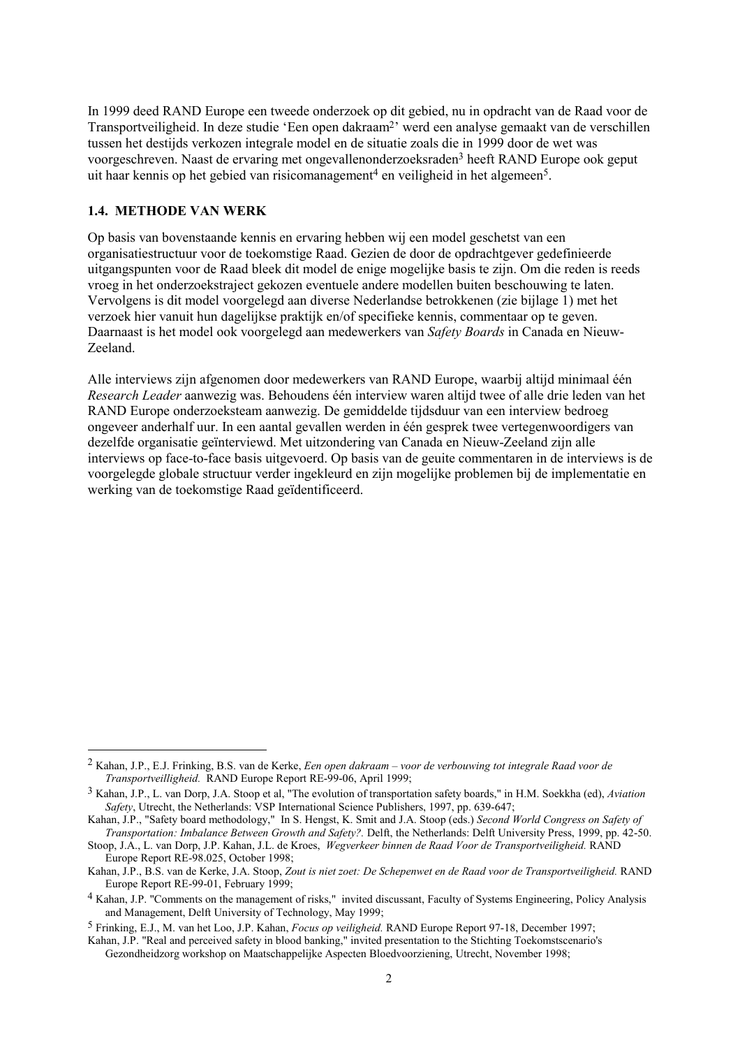In 1999 deed RAND Europe een tweede onderzoek op dit gebied, nu in opdracht van de Raad voor de Transportveiligheid. In deze studie 'Een open dakraam[2]' werd een analyse gemaakt van de verschillen tussen het destijds verkozen integrale model en de situatie zoals die in 1999 door de wet was voorgeschreven. Naast de ervaring met ongevallenonderzoeksraden[3] heeft RAND Europe ook geput uit haar kennis op het gebied van risicomanagement[4] en veiligheid in het algemeen[5].

### 1.4. METHODE VAN WERK

Op basis van bovenstaande kennis en ervaring hebben wij een model geschetst van een organisatiestructuur voor de toekomstige Raad. Gezien de door de opdrachtgever gedefinieerde uitgangspunten voor de Raad bleek dit model de enige mogelijke basis te zijn. Om die reden is reeds vroeg in het onderzoekstraject gekozen eventuele andere modellen buiten beschouwing te laten. Vervolgens is dit model voorgelegd aan diverse Nederlandse betrokkenen (zie bijlage 1) met het verzoek hier vanuit hun dagelijkse praktijk en/of specifieke kennis, commentaar op te geven. Daarnaast is het model ook voorgelegd aan medewerkers van *Safety Boards* in Canada en Nieuw-Zeeland.

Alle interviews zijn afgenomen door medewerkers van RAND Europe, waarbij altijd minimaal één *Research Leader* aanwezig was. Behoudens één interview waren altijd twee of alle drie leden van het RAND Europe onderzoeksteam aanwezig. De gemiddelde tijdsduur van een interview bedroeg ongeveer anderhalf uur. In een aantal gevallen werden in één gesprek twee vertegenwoordigers van dezelfde organisatie geïnterviewd. Met uitzondering van Canada en Nieuw-Zeeland zijn alle interviews op face-to-face basis uitgevoerd. Op basis van de geuite commentaren in de interviews is de voorgelegde globale structuur verder ingekleurd en zijn mogelijke problemen bij de implementatie en werking van de toekomstige Raad geïdentificeerd.

---

[2] Kahan, J.P., E.J. Frinking, B.S. van de Kerke, *Een open dakraam – voor de verbouwing tot integrale Raad voor de Transportveilligheid.* RAND Europe Report RE-99-06, April 1999;

[3] Kahan, J.P., L. van Dorp, J.A. Stoop et al, "The evolution of transportation safety boards," in H.M. Soekkha (ed), *Aviation Safety*, Utrecht, the Netherlands: VSP International Science Publishers, 1997, pp. 639-647;

Kahan, J.P., "Safety board methodology," In S. Hengst, K. Smit and J.A. Stoop (eds.) *Second World Congress on Safety of Transportation: Imbalance Between Growth and Safety?.* Delft, the Netherlands: Delft University Press, 1999, pp. 42-50.

Stoop, J.A., L. van Dorp, J.P. Kahan, J.L. de Kroes, *Wegverkeer binnen de Raad Voor de Transportveiligheid.* RAND Europe Report RE-98.025, October 1998;

Kahan, J.P., B.S. van de Kerke, J.A. Stoop, *Zout is niet zoet: De Schepenwet en de Raad voor de Transportveiligheid.* RAND Europe Report RE-99-01, February 1999;

[4] Kahan, J.P. "Comments on the management of risks," invited discussant, Faculty of Systems Engineering, Policy Analysis and Management, Delft University of Technology, May 1999;

[5] Frinking, E.J., M. van het Loo, J.P. Kahan, *Focus op veiligheid.* RAND Europe Report 97-18, December 1997;

Kahan, J.P. "Real and perceived safety in blood banking," invited presentation to the Stichting Toekomstscenario's Gezondheidzorg workshop on Maatschappelijke Aspecten Bloedvoorziening, Utrecht, November 1998;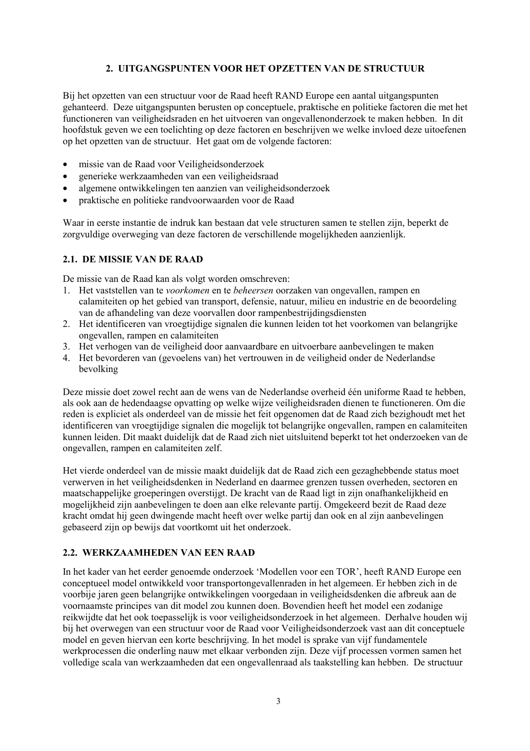## 2. UITGANGSPUNTEN VOOR HET OPZETTEN VAN DE STRUCTUUR

Bij het opzetten van een structuur voor de Raad heeft RAND Europe een aantal uitgangspunten gehanteerd. Deze uitgangspunten berusten op conceptuele, praktische en politieke factoren die met het functioneren van veiligheidsraden en het uitvoeren van ongevallenonderzoek te maken hebben. In dit hoofdstuk geven we een toelichting op deze factoren en beschrijven we welke invloed deze uitoefenen op het opzetten van de structuur. Het gaat om de volgende factoren:

- missie van de Raad voor Veiligheidsonderzoek
- generieke werkzaamheden van een veiligheidsraad
- algemene ontwikkelingen ten aanzien van veiligheidsonderzoek
- praktische en politieke randvoorwaarden voor de Raad

Waar in eerste instantie de indruk kan bestaan dat vele structuren samen te stellen zijn, beperkt de zorgvuldige overweging van deze factoren de verschillende mogelijkheden aanzienlijk.

### 2.1. DE MISSIE VAN DE RAAD

De missie van de Raad kan als volgt worden omschreven:

1. Het vaststellen van te *voorkomen* en te *beheersen* oorzaken van ongevallen, rampen en calamiteiten op het gebied van transport, defensie, natuur, milieu en industrie en de beoordeling van de afhandeling van deze voorvallen door rampenbestrijdingsdiensten
2. Het identificeren van vroegtijdige signalen die kunnen leiden tot het voorkomen van belangrijke ongevallen, rampen en calamiteiten
3. Het verhogen van de veiligheid door aanvaardbare en uitvoerbare aanbevelingen te maken
4. Het bevorderen van (gevoelens van) het vertrouwen in de veiligheid onder de Nederlandse bevolking

Deze missie doet zowel recht aan de wens van de Nederlandse overheid één uniforme Raad te hebben, als ook aan de hedendaagse opvatting op welke wijze veiligheidsraden dienen te functioneren. Om die reden is expliciet als onderdeel van de missie het feit opgenomen dat de Raad zich bezighoudt met het identificeren van vroegtijdige signalen die mogelijk tot belangrijke ongevallen, rampen en calamiteiten kunnen leiden. Dit maakt duidelijk dat de Raad zich niet uitsluitend beperkt tot het onderzoeken van de ongevallen, rampen en calamiteiten zelf.

Het vierde onderdeel van de missie maakt duidelijk dat de Raad zich een gezaghebbende status moet verwerven in het veiligheidsdenken in Nederland en daarmee grenzen tussen overheden, sectoren en maatschappelijke groeperingen overstijgt. De kracht van de Raad ligt in zijn onafhankelijkheid en mogelijkheid zijn aanbevelingen te doen aan elke relevante partij. Omgekeerd bezit de Raad deze kracht omdat hij geen dwingende macht heeft over welke partij dan ook en al zijn aanbevelingen gebaseerd zijn op bewijs dat voortkomt uit het onderzoek.

### 2.2. WERKZAAMHEDEN VAN EEN RAAD

In het kader van het eerder genoemde onderzoek 'Modellen voor een TOR', heeft RAND Europe een conceptueel model ontwikkeld voor transportongevallenraden in het algemeen. Er hebben zich in de voorbije jaren geen belangrijke ontwikkelingen voorgedaan in veiligheidsdenken die afbreuk aan de voornaamste principes van dit model zou kunnen doen. Bovendien heeft het model een zodanige reikwijdte dat het ook toepasselijk is voor veiligheidsonderzoek in het algemeen. Derhalve houden wij bij het overwegen van een structuur voor de Raad voor Veiligheidsonderzoek vast aan dit conceptuele model en geven hiervan een korte beschrijving. In het model is sprake van vijf fundamentele werkprocessen die onderling nauw met elkaar verbonden zijn. Deze vijf processen vormen samen het volledige scala van werkzaamheden dat een ongevallenraad als taakstelling kan hebben. De structuur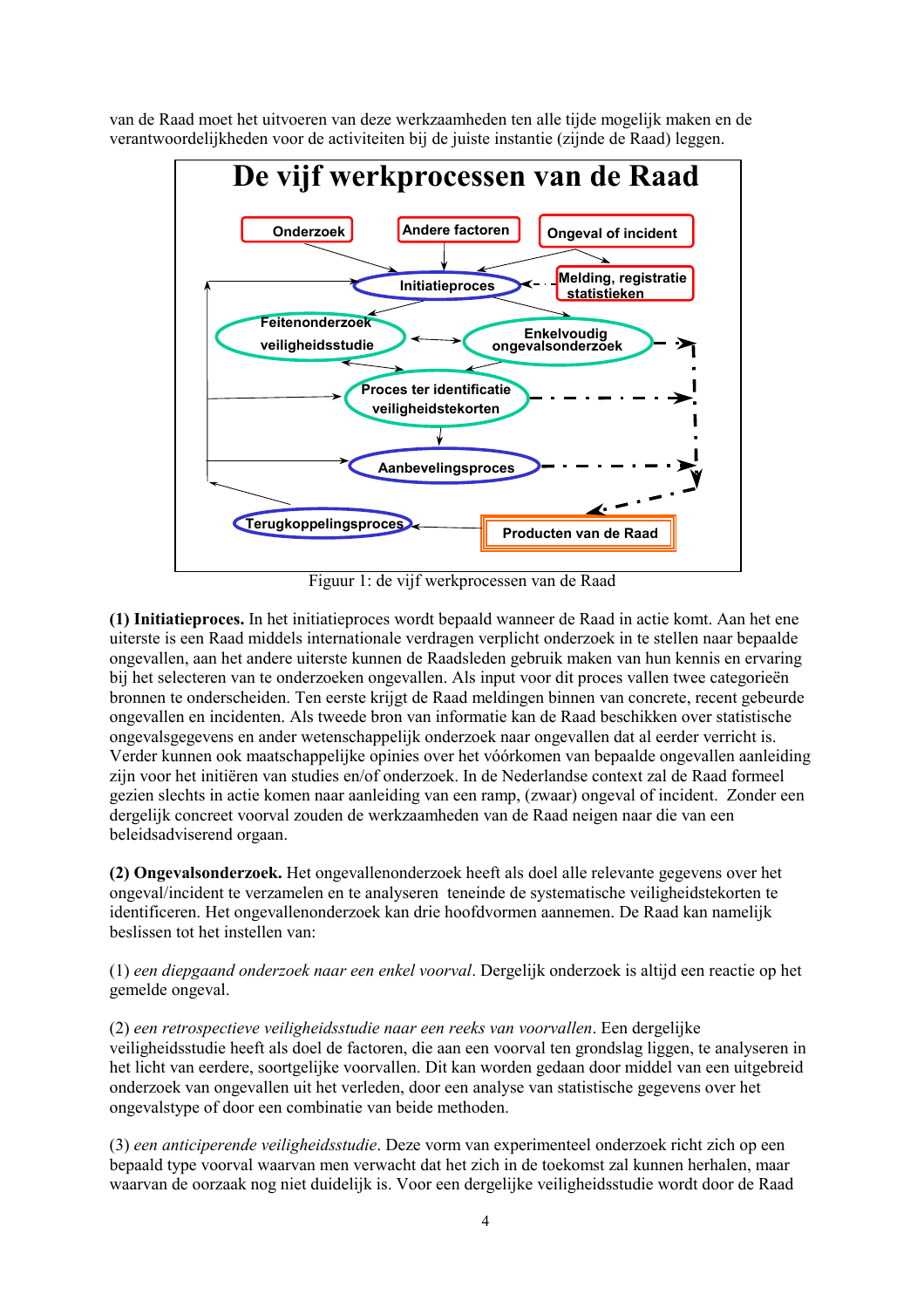van de Raad moet het uitvoeren van deze werkzaamheden ten alle tijde mogelijk maken en de verantwoordelijkheden voor de activiteiten bij de juiste instantie (zijnde de Raad) leggen.

Figuur 1: de vijf werkprocessen van de Raad

**(1) Initiatieproces.** In het initiatieproces wordt bepaald wanneer de Raad in actie komt. Aan het ene uiterste is een Raad middels internationale verdragen verplicht onderzoek in te stellen naar bepaalde ongevallen, aan het andere uiterste kunnen de Raadsleden gebruik maken van hun kennis en ervaring bij het selecteren van te onderzoeken ongevallen. Als input voor dit proces vallen twee categorieën bronnen te onderscheiden. Ten eerste krijgt de Raad meldingen binnen van concrete, recent gebeurde ongevallen en incidenten. Als tweede bron van informatie kan de Raad beschikken over statistische ongevalsgegevens en ander wetenschappelijk onderzoek naar ongevallen dat al eerder verricht is. Verder kunnen ook maatschappelijke opinies over het vóórkomen van bepaalde ongevallen aanleiding zijn voor het initiëren van studies en/of onderzoek. In de Nederlandse context zal de Raad formeel gezien slechts in actie komen naar aanleiding van een ramp, (zwaar) ongeval of incident. Zonder een dergelijk concreet voorval zouden de werkzaamheden van de Raad neigen naar die van een beleidsadviserend orgaan.

**(2) Ongevalsonderzoek.** Het ongevallenonderzoek heeft als doel alle relevante gegevens over het ongeval/incident te verzamelen en te analyseren teneinde de systematische veiligheidstekorten te identificeren. Het ongevallenonderzoek kan drie hoofdvormen aannemen. De Raad kan namelijk beslissen tot het instellen van:

(1) *een diepgaand onderzoek naar een enkel voorval*. Dergelijk onderzoek is altijd een reactie op het gemelde ongeval.

(2) *een retrospectieve veiligheidsstudie naar een reeks van voorvallen*. Een dergelijke veiligheidsstudie heeft als doel de factoren, die aan een voorval ten grondslag liggen, te analyseren in het licht van eerdere, soortgelijke voorvallen. Dit kan worden gedaan door middel van een uitgebreid onderzoek van ongevallen uit het verleden, door een analyse van statistische gegevens over het ongevalstype of door een combinatie van beide methoden.

(3) *een anticiperende veiligheidsstudie*. Deze vorm van experimenteel onderzoek richt zich op een bepaald type voorval waarvan men verwacht dat het zich in de toekomst zal kunnen herhalen, maar waarvan de oorzaak nog niet duidelijk is. Voor een dergelijke veiligheidsstudie wordt door de Raad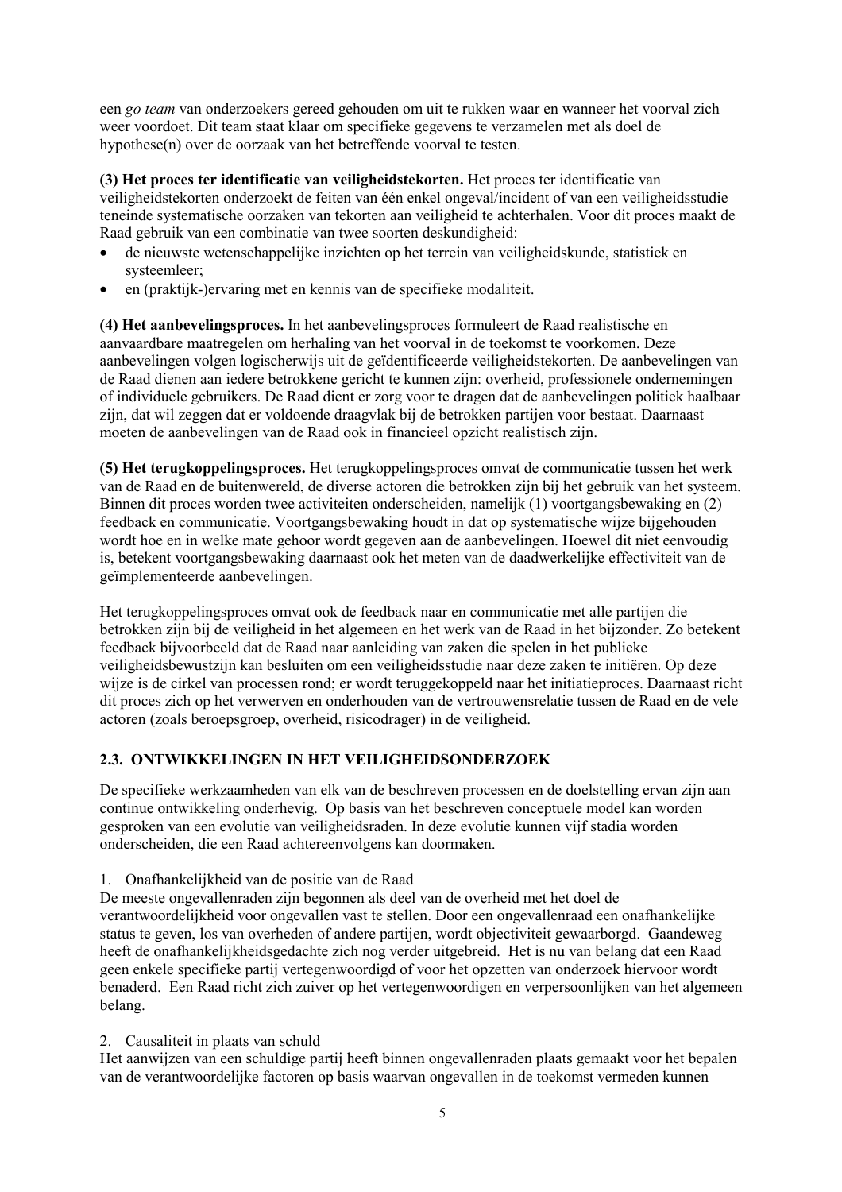een *go team* van onderzoekers gereed gehouden om uit te rukken waar en wanneer het voorval zich weer voordoet. Dit team staat klaar om specifieke gegevens te verzamelen met als doel de hypothese(n) over de oorzaak van het betreffende voorval te testen.

**(3) Het proces ter identificatie van veiligheidstekorten.** Het proces ter identificatie van veiligheidstekorten onderzoekt de feiten van één enkel ongeval/incident of van een veiligheidsstudie teneinde systematische oorzaken van tekorten aan veiligheid te achterhalen. Voor dit proces maakt de Raad gebruik van een combinatie van twee soorten deskundigheid:

- de nieuwste wetenschappelijke inzichten op het terrein van veiligheidskunde, statistiek en systeemleer;
- en (praktijk-)ervaring met en kennis van de specifieke modaliteit.

**(4) Het aanbevelingsproces.** In het aanbevelingsproces formuleert de Raad realistische en aanvaardbare maatregelen om herhaling van het voorval in de toekomst te voorkomen. Deze aanbevelingen volgen logischerwijs uit de geïdentificeerde veiligheidstekorten. De aanbevelingen van de Raad dienen aan iedere betrokkene gericht te kunnen zijn: overheid, professionele ondernemingen of individuele gebruikers. De Raad dient er zorg voor te dragen dat de aanbevelingen politiek haalbaar zijn, dat wil zeggen dat er voldoende draagvlak bij de betrokken partijen voor bestaat. Daarnaast moeten de aanbevelingen van de Raad ook in financieel opzicht realistisch zijn.

**(5) Het terugkoppelingsproces.** Het terugkoppelingsproces omvat de communicatie tussen het werk van de Raad en de buitenwereld, de diverse actoren die betrokken zijn bij het gebruik van het systeem. Binnen dit proces worden twee activiteiten onderscheiden, namelijk (1) voortgangsbewaking en (2) feedback en communicatie. Voortgangsbewaking houdt in dat op systematische wijze bijgehouden wordt hoe en in welke mate gehoor wordt gegeven aan de aanbevelingen. Hoewel dit niet eenvoudig is, betekent voortgangsbewaking daarnaast ook het meten van de daadwerkelijke effectiviteit van de geïmplementeerde aanbevelingen.

Het terugkoppelingsproces omvat ook de feedback naar en communicatie met alle partijen die betrokken zijn bij de veiligheid in het algemeen en het werk van de Raad in het bijzonder. Zo betekent feedback bijvoorbeeld dat de Raad naar aanleiding van zaken die spelen in het publieke veiligheidsbewustzijn kan besluiten om een veiligheidsstudie naar deze zaken te initiëren. Op deze wijze is de cirkel van processen rond; er wordt teruggekoppeld naar het initiatieproces. Daarnaast richt dit proces zich op het verwerven en onderhouden van de vertrouwensrelatie tussen de Raad en de vele actoren (zoals beroepsgroep, overheid, risicodrager) in de veiligheid.

## 2.3. ONTWIKKELINGEN IN HET VEILIGHEIDSONDERZOEK

De specifieke werkzaamheden van elk van de beschreven processen en de doelstelling ervan zijn aan continue ontwikkeling onderhevig. Op basis van het beschreven conceptuele model kan worden gesproken van een evolutie van veiligheidsraden. In deze evolutie kunnen vijf stadia worden onderscheiden, die een Raad achtereenvolgens kan doormaken.

1. Onafhankelijkheid van de positie van de Raad

De meeste ongevallenraden zijn begonnen als deel van de overheid met het doel de verantwoordelijkheid voor ongevallen vast te stellen. Door een ongevallenraad een onafhankelijke status te geven, los van overheden of andere partijen, wordt objectiviteit gewaarborgd. Gaandeweg heeft de onafhankelijkheidsgedachte zich nog verder uitgebreid. Het is nu van belang dat een Raad geen enkele specifieke partij vertegenwoordigd of voor het opzetten van onderzoek hiervoor wordt benaderd. Een Raad richt zich zuiver op het vertegenwoordigen en verpersoonlijken van het algemeen belang.

2. Causaliteit in plaats van schuld

Het aanwijzen van een schuldige partij heeft binnen ongevallenraden plaats gemaakt voor het bepalen van de verantwoordelijke factoren op basis waarvan ongevallen in de toekomst vermeden kunnen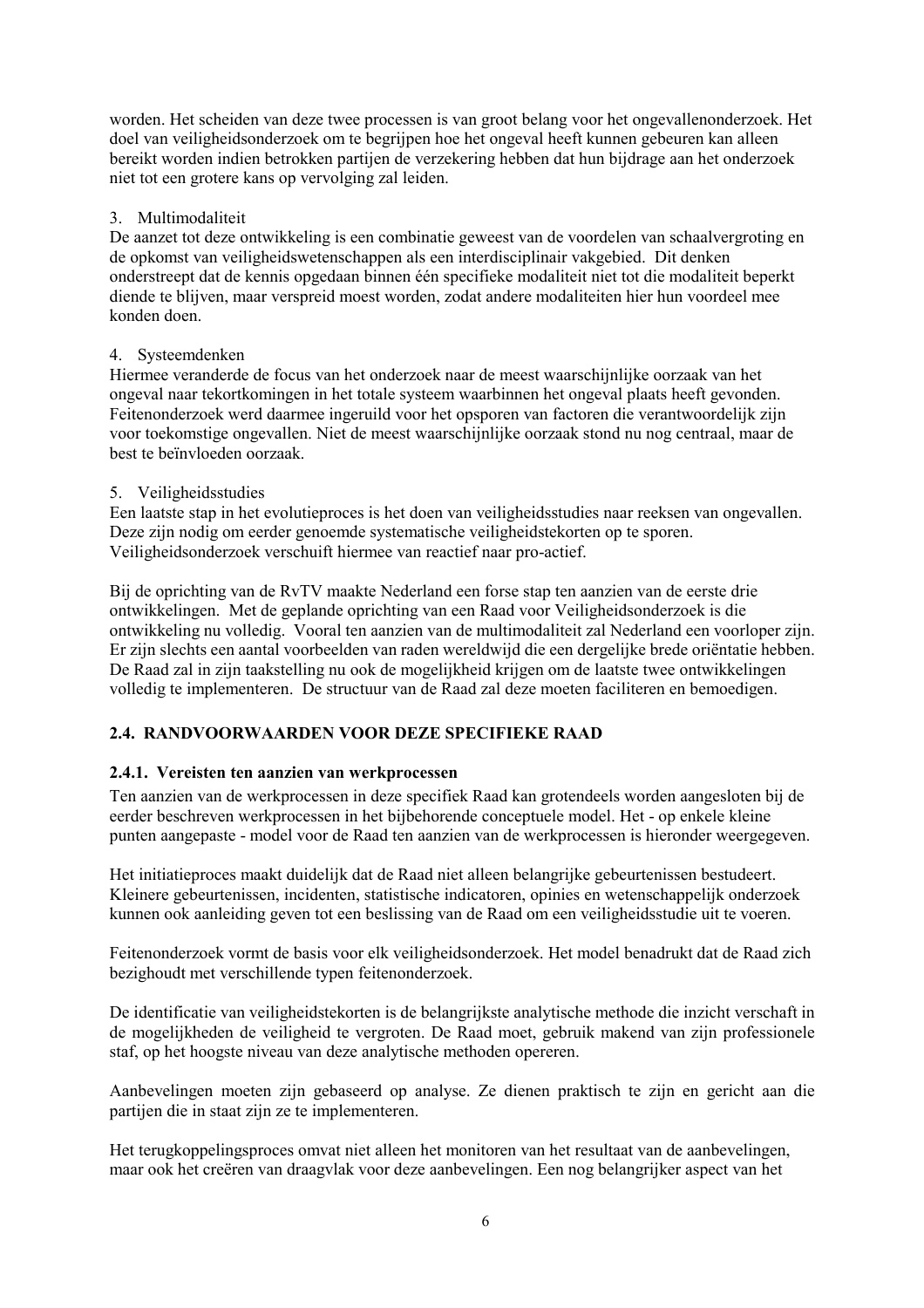worden. Het scheiden van deze twee processen is van groot belang voor het ongevallenonderzoek. Het doel van veiligheidsonderzoek om te begrijpen hoe het ongeval heeft kunnen gebeuren kan alleen bereikt worden indien betrokken partijen de verzekering hebben dat hun bijdrage aan het onderzoek niet tot een grotere kans op vervolging zal leiden.

3. Multimodaliteit
De aanzet tot deze ontwikkeling is een combinatie geweest van de voordelen van schaalvergroting en de opkomst van veiligheidswetenschappen als een interdisciplinair vakgebied. Dit denken onderstreept dat de kennis opgedaan binnen één specifieke modaliteit niet tot die modaliteit beperkt diende te blijven, maar verspreid moest worden, zodat andere modaliteiten hier hun voordeel mee konden doen.

4. Systeemdenken
Hiermee veranderde de focus van het onderzoek naar de meest waarschijnlijke oorzaak van het ongeval naar tekortkomingen in het totale systeem waarbinnen het ongeval plaats heeft gevonden. Feitenonderzoek werd daarmee ingeruild voor het opsporen van factoren die verantwoordelijk zijn voor toekomstige ongevallen. Niet de meest waarschijnlijke oorzaak stond nu nog centraal, maar de best te beïnvloeden oorzaak.

5. Veiligheidsstudies
Een laatste stap in het evolutieproces is het doen van veiligheidsstudies naar reeksen van ongevallen. Deze zijn nodig om eerder genoemde systematische veiligheidstekorten op te sporen. Veiligheidsonderzoek verschuift hiermee van reactief naar pro-actief.

Bij de oprichting van de RvTV maakte Nederland een forse stap ten aanzien van de eerste drie ontwikkelingen. Met de geplande oprichting van een Raad voor Veiligheidsonderzoek is die ontwikkeling nu volledig. Vooral ten aanzien van de multimodaliteit zal Nederland een voorloper zijn. Er zijn slechts een aantal voorbeelden van raden wereldwijd die een dergelijke brede oriëntatie hebben. De Raad zal in zijn taakstelling nu ook de mogelijkheid krijgen om de laatste twee ontwikkelingen volledig te implementeren. De structuur van de Raad zal deze moeten faciliteren en bemoedigen.

## 2.4. RANDVOORWAARDEN VOOR DEZE SPECIFIEKE RAAD

### 2.4.1. Vereisten ten aanzien van werkprocessen

Ten aanzien van de werkprocessen in deze specifiek Raad kan grotendeels worden aangesloten bij de eerder beschreven werkprocessen in het bijbehorende conceptuele model. Het - op enkele kleine punten aangepaste - model voor de Raad ten aanzien van de werkprocessen is hieronder weergegeven.

Het initiatieproces maakt duidelijk dat de Raad niet alleen belangrijke gebeurtenissen bestudeert. Kleinere gebeurtenissen, incidenten, statistische indicatoren, opinies en wetenschappelijk onderzoek kunnen ook aanleiding geven tot een beslissing van de Raad om een veiligheidsstudie uit te voeren.

Feitenonderzoek vormt de basis voor elk veiligheidsonderzoek. Het model benadrukt dat de Raad zich bezighoudt met verschillende typen feitenonderzoek.

De identificatie van veiligheidstekorten is de belangrijkste analytische methode die inzicht verschaft in de mogelijkheden de veiligheid te vergroten. De Raad moet, gebruik makend van zijn professionele staf, op het hoogste niveau van deze analytische methoden opereren.

Aanbevelingen moeten zijn gebaseerd op analyse. Ze dienen praktisch te zijn en gericht aan die partijen die in staat zijn ze te implementeren.

Het terugkoppelingsproces omvat niet alleen het monitoren van het resultaat van de aanbevelingen, maar ook het creëren van draagvlak voor deze aanbevelingen. Een nog belangrijker aspect van het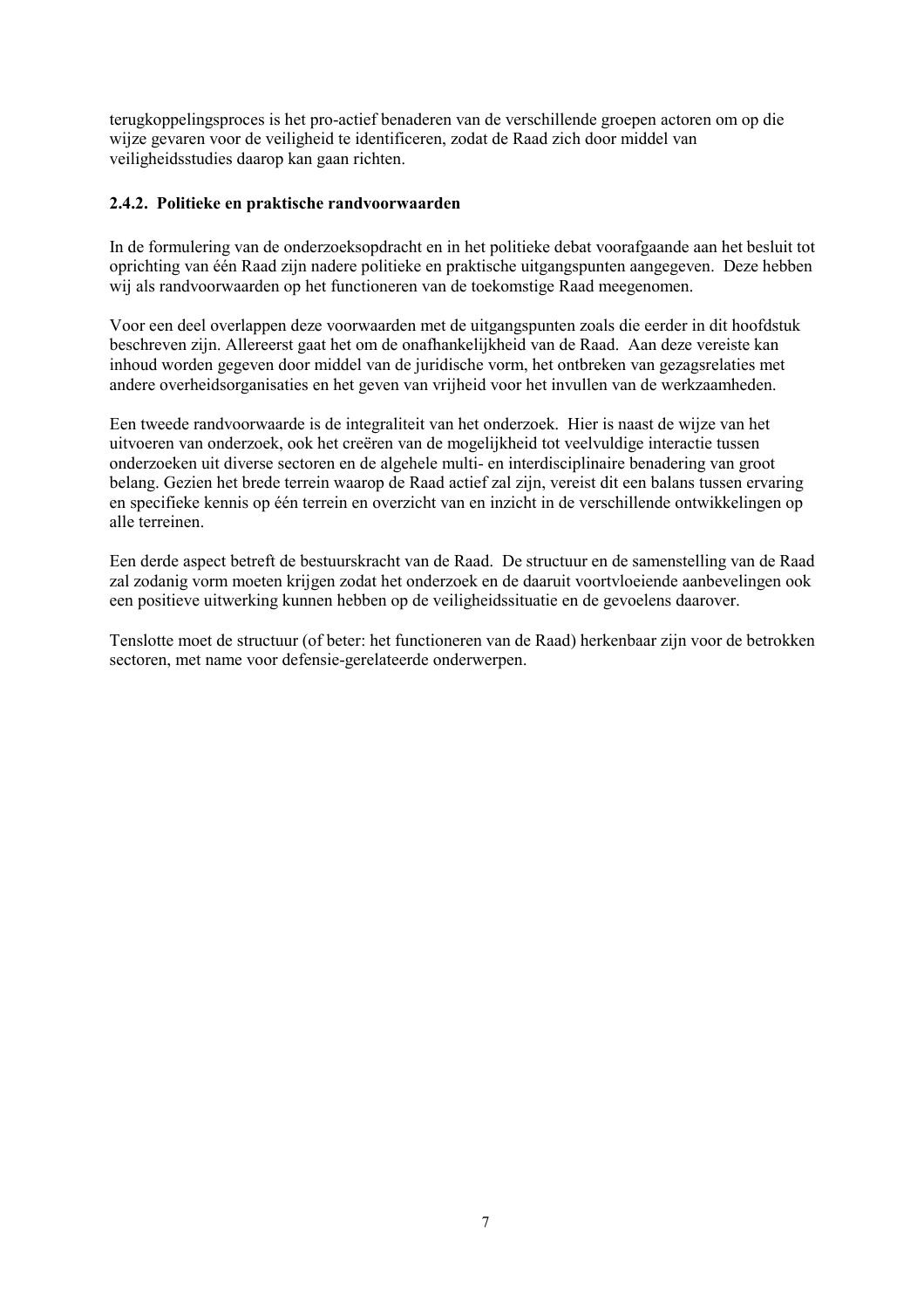terugkoppelingsproces is het pro-actief benaderen van de verschillende groepen actoren om op die wijze gevaren voor de veiligheid te identificeren, zodat de Raad zich door middel van veiligheidsstudies daarop kan gaan richten.

### 2.4.2. Politieke en praktische randvoorwaarden

In de formulering van de onderzoeksopdracht en in het politieke debat voorafgaande aan het besluit tot oprichting van één Raad zijn nadere politieke en praktische uitgangspunten aangegeven. Deze hebben wij als randvoorwaarden op het functioneren van de toekomstige Raad meegenomen.

Voor een deel overlappen deze voorwaarden met de uitgangspunten zoals die eerder in dit hoofdstuk beschreven zijn. Allereerst gaat het om de onafhankelijkheid van de Raad. Aan deze vereiste kan inhoud worden gegeven door middel van de juridische vorm, het ontbreken van gezagsrelaties met andere overheidsorganisaties en het geven van vrijheid voor het invullen van de werkzaamheden.

Een tweede randvoorwaarde is de integraliteit van het onderzoek. Hier is naast de wijze van het uitvoeren van onderzoek, ook het creëren van de mogelijkheid tot veelvuldige interactie tussen onderzoeken uit diverse sectoren en de algehele multi- en interdisciplinaire benadering van groot belang. Gezien het brede terrein waarop de Raad actief zal zijn, vereist dit een balans tussen ervaring en specifieke kennis op één terrein en overzicht van en inzicht in de verschillende ontwikkelingen op alle terreinen.

Een derde aspect betreft de bestuurskracht van de Raad. De structuur en de samenstelling van de Raad zal zodanig vorm moeten krijgen zodat het onderzoek en de daaruit voortvloeiende aanbevelingen ook een positieve uitwerking kunnen hebben op de veiligheidssituatie en de gevoelens daarover.

Tenslotte moet de structuur (of beter: het functioneren van de Raad) herkenbaar zijn voor de betrokken sectoren, met name voor defensie-gerelateerde onderwerpen.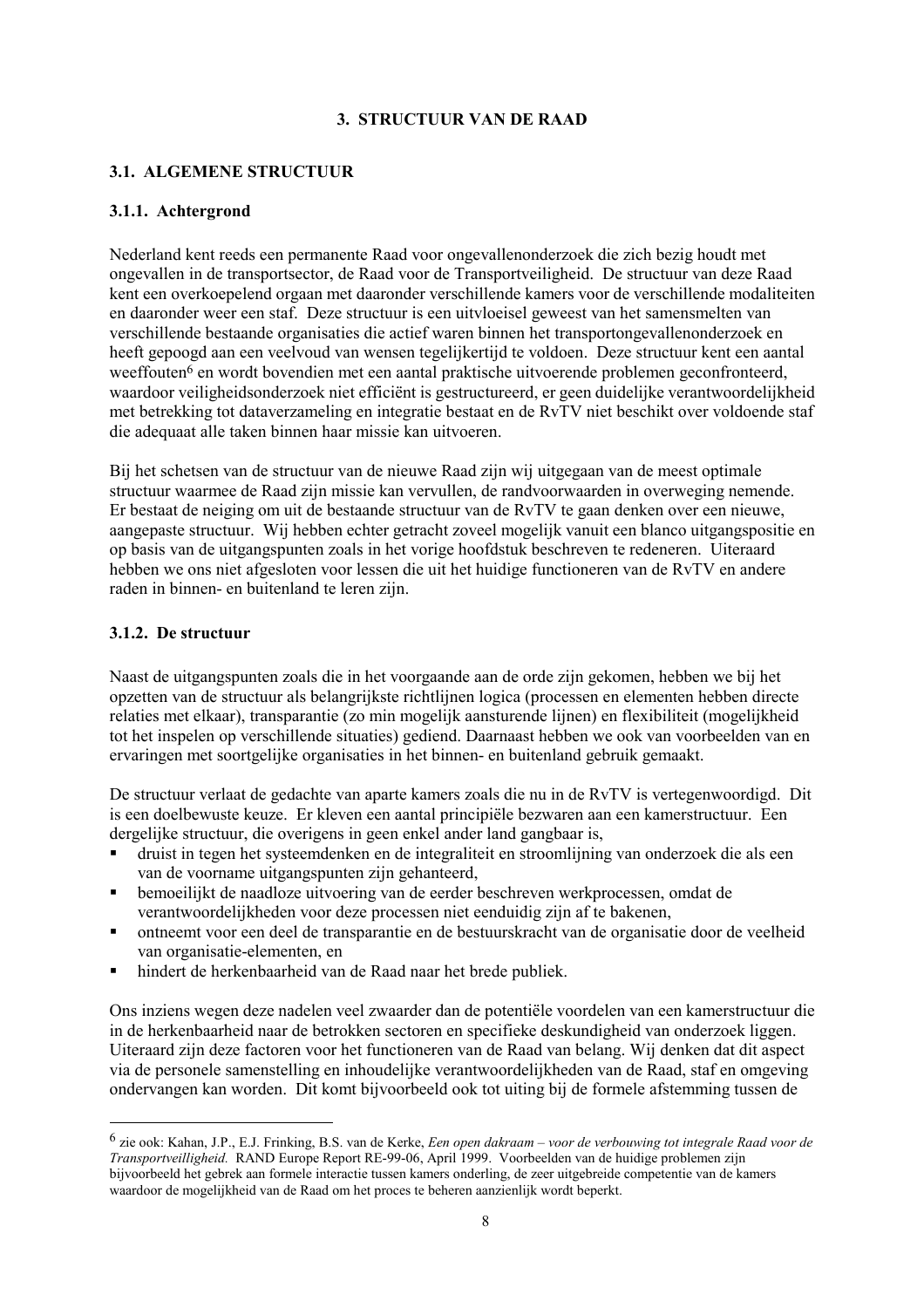## 3. STRUCTUUR VAN DE RAAD

### 3.1. ALGEMENE STRUCTUUR

#### 3.1.1. Achtergrond

Nederland kent reeds een permanente Raad voor ongevallenonderzoek die zich bezig houdt met ongevallen in de transportsector, de Raad voor de Transportveiligheid. De structuur van deze Raad kent een overkoepelend orgaan met daaronder verschillende kamers voor de verschillende modaliteiten en daaronder weer een staf. Deze structuur is een uitvloeisel geweest van het samensmelten van verschillende bestaande organisaties die actief waren binnen het transportongevallenonderzoek en heeft gepoogd aan een veelvoud van wensen tegelijkertijd te voldoen. Deze structuur kent een aantal weeffouten[6] en wordt bovendien met een aantal praktische uitvoerende problemen geconfronteerd, waardoor veiligheidsonderzoek niet efficiënt is gestructureerd, er geen duidelijke verantwoordelijkheid met betrekking tot dataverzameling en integratie bestaat en de RvTV niet beschikt over voldoende staf die adequaat alle taken binnen haar missie kan uitvoeren.

Bij het schetsen van de structuur van de nieuwe Raad zijn wij uitgegaan van de meest optimale structuur waarmee de Raad zijn missie kan vervullen, de randvoorwaarden in overweging nemende. Er bestaat de neiging om uit de bestaande structuur van de RvTV te gaan denken over een nieuwe, aangepaste structuur. Wij hebben echter getracht zoveel mogelijk vanuit een blanco uitgangspositie en op basis van de uitgangspunten zoals in het vorige hoofdstuk beschreven te redeneren. Uiteraard hebben we ons niet afgesloten voor lessen die uit het huidige functioneren van de RvTV en andere raden in binnen- en buitenland te leren zijn.

#### 3.1.2. De structuur

Naast de uitgangspunten zoals die in het voorgaande aan de orde zijn gekomen, hebben we bij het opzetten van de structuur als belangrijkste richtlijnen logica (processen en elementen hebben directe relaties met elkaar), transparantie (zo min mogelijk aansturende lijnen) en flexibiliteit (mogelijkheid tot het inspelen op verschillende situaties) gediend. Daarnaast hebben we ook van voorbeelden van en ervaringen met soortgelijke organisaties in het binnen- en buitenland gebruik gemaakt.

De structuur verlaat de gedachte van aparte kamers zoals die nu in de RvTV is vertegenwoordigd. Dit is een doelbewuste keuze. Er kleven een aantal principiële bezwaren aan een kamerstructuur. Een dergelijke structuur, die overigens in geen enkel ander land gangbaar is,

- druist in tegen het systeemdenken en de integraliteit en stroomlijning van onderzoek die als een van de voorname uitgangspunten zijn gehanteerd,
- bemoeilijkt de naadloze uitvoering van de eerder beschreven werkprocessen, omdat de verantwoordelijkheden voor deze processen niet eenduidig zijn af te bakenen,
- ontneemt voor een deel de transparantie en de bestuurskracht van de organisatie door de veelheid van organisatie-elementen, en
- hindert de herkenbaarheid van de Raad naar het brede publiek.

Ons inziens wegen deze nadelen veel zwaarder dan de potentiële voordelen van een kamerstructuur die in de herkenbaarheid naar de betrokken sectoren en specifieke deskundigheid van onderzoek liggen. Uiteraard zijn deze factoren voor het functioneren van de Raad van belang. Wij denken dat dit aspect via de personele samenstelling en inhoudelijke verantwoordelijkheden van de Raad, staf en omgeving ondervangen kan worden. Dit komt bijvoorbeeld ook tot uiting bij de formele afstemming tussen de

---

[6] zie ook: Kahan, J.P., E.J. Frinking, B.S. van de Kerke, *Een open dakraam – voor de verbouwing tot integrale Raad voor de Transportveilligheid.* RAND Europe Report RE-99-06, April 1999. Voorbeelden van de huidige problemen zijn bijvoorbeeld het gebrek aan formele interactie tussen kamers onderling, de zeer uitgebreide competentie van de kamers waardoor de mogelijkheid van de Raad om het proces te beheren aanzienlijk wordt beperkt.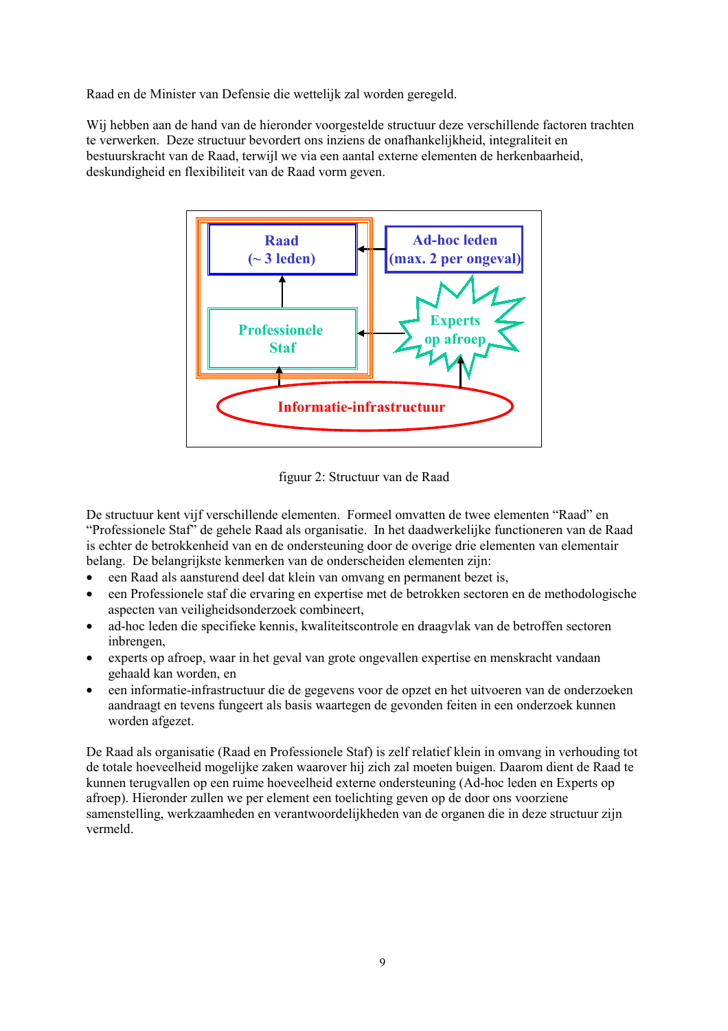Raad en de Minister van Defensie die wettelijk zal worden geregeld.

Wij hebben aan de hand van de hieronder voorgestelde structuur deze verschillende factoren trachten te verwerken. Deze structuur bevordert ons inziens de onafhankelijkheid, integraliteit en bestuurskracht van de Raad, terwijl we via een aantal externe elementen de herkenbaarheid, deskundigheid en flexibiliteit van de Raad vorm geven.

figuur 2: Structuur van de Raad

De structuur kent vijf verschillende elementen. Formeel omvatten de twee elementen “Raad” en “Professionele Staf” de gehele Raad als organisatie. In het daadwerkelijke functioneren van de Raad is echter de betrokkenheid van en de ondersteuning door de overige drie elementen van elementair belang. De belangrijkste kenmerken van de onderscheiden elementen zijn:

- een Raad als aansturend deel dat klein van omvang en permanent bezet is,
- een Professionele staf die ervaring en expertise met de betrokken sectoren en de methodologische aspecten van veiligheidsonderzoek combineert,
- ad-hoc leden die specifieke kennis, kwaliteitscontrole en draagvlak van de betroffen sectoren inbrengen,
- experts op afroep, waar in het geval van grote ongevallen expertise en menskracht vandaan gehaald kan worden, en
- een informatie-infrastructuur die de gegevens voor de opzet en het uitvoeren van de onderzoeken aandraagt en tevens fungeert als basis waartegen de gevonden feiten in een onderzoek kunnen worden afgezet.

De Raad als organisatie (Raad en Professionele Staf) is zelf relatief klein in omvang in verhouding tot de totale hoeveelheid mogelijke zaken waarover hij zich zal moeten buigen. Daarom dient de Raad te kunnen terugvallen op een ruime hoeveelheid externe ondersteuning (Ad-hoc leden en Experts op afroep). Hieronder zullen we per element een toelichting geven op de door ons voorziene samenstelling, werkzaamheden en verantwoordelijkheden van de organen die in deze structuur zijn vermeld.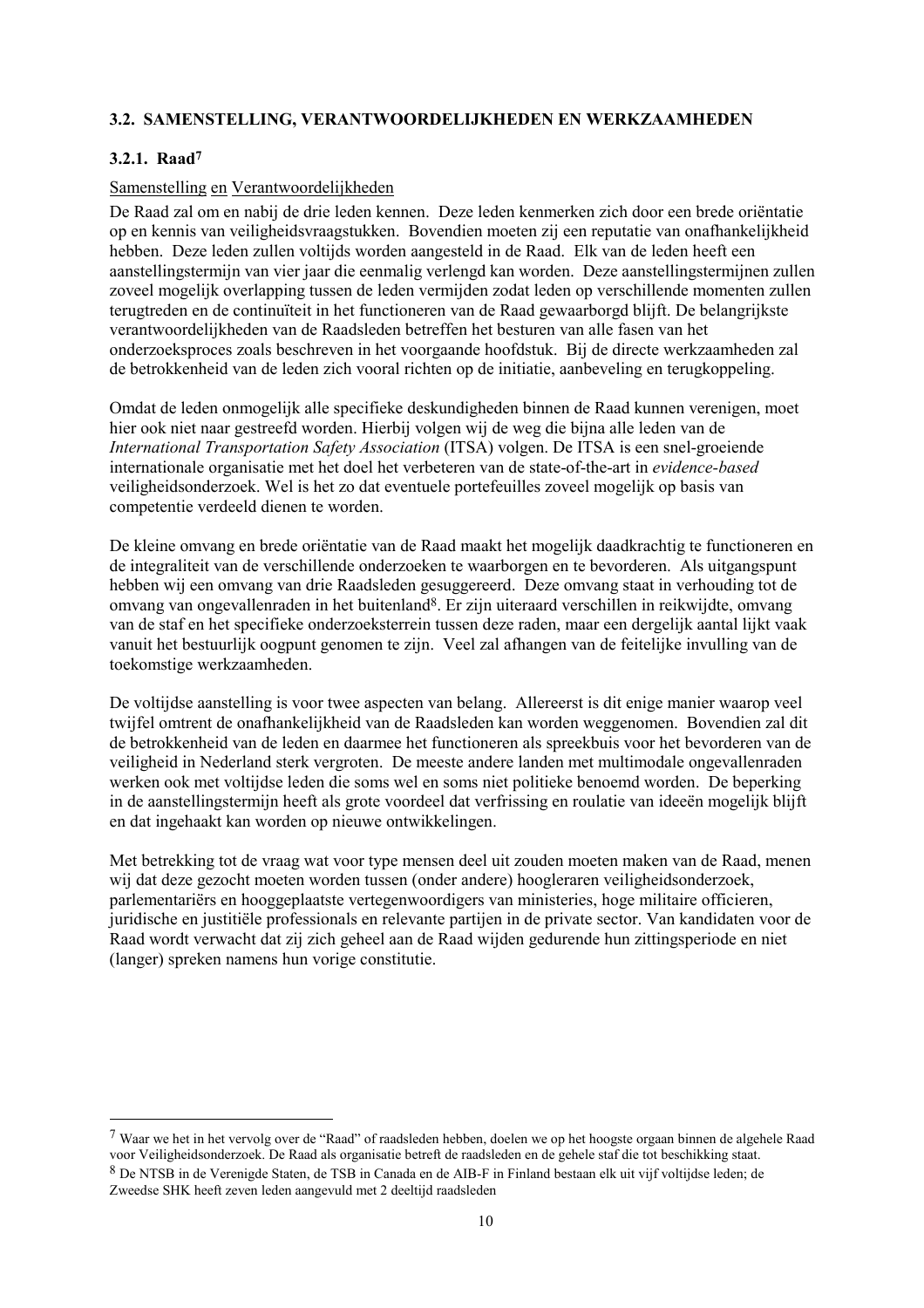### 3.2. SAMENSTELLING, VERANTWOORDELIJKHEDEN EN WERKZAAMHEDEN

#### 3.2.1. Raad[7]

Samenstelling en Verantwoordelijkheden

De Raad zal om en nabij de drie leden kennen. Deze leden kenmerken zich door een brede oriëntatie op en kennis van veiligheidsvraagstukken. Bovendien moeten zij een reputatie van onafhankelijkheid hebben. Deze leden zullen voltijds worden aangesteld in de Raad. Elk van de leden heeft een aanstellingstermijn van vier jaar die eenmalig verlengd kan worden. Deze aanstellingstermijnen zullen zoveel mogelijk overlapping tussen de leden vermijden zodat leden op verschillende momenten zullen terugtreden en de continuïteit in het functioneren van de Raad gewaarborgd blijft. De belangrijkste verantwoordelijkheden van de Raadsleden betreffen het besturen van alle fasen van het onderzoeksproces zoals beschreven in het voorgaande hoofdstuk. Bij de directe werkzaamheden zal de betrokkenheid van de leden zich vooral richten op de initiatie, aanbeveling en terugkoppeling.

Omdat de leden onmogelijk alle specifieke deskundigheden binnen de Raad kunnen verenigen, moet hier ook niet naar gestreefd worden. Hierbij volgen wij de weg die bijna alle leden van de *International Transportation Safety Association* (ITSA) volgen. De ITSA is een snel-groeiende internationale organisatie met het doel het verbeteren van de state-of-the-art in *evidence-based* veiligheidsonderzoek. Wel is het zo dat eventuele portefeuilles zoveel mogelijk op basis van competentie verdeeld dienen te worden.

De kleine omvang en brede oriëntatie van de Raad maakt het mogelijk daadkrachtig te functioneren en de integraliteit van de verschillende onderzoeken te waarborgen en te bevorderen. Als uitgangspunt hebben wij een omvang van drie Raadsleden gesuggereerd. Deze omvang staat in verhouding tot de omvang van ongevallenraden in het buitenland[8]. Er zijn uiteraard verschillen in reikwijdte, omvang van de staf en het specifieke onderzoeksterrein tussen deze raden, maar een dergelijk aantal lijkt vaak vanuit het bestuurlijk oogpunt genomen te zijn. Veel zal afhangen van de feitelijke invulling van de toekomstige werkzaamheden.

De voltijdse aanstelling is voor twee aspecten van belang. Allereerst is dit enige manier waarop veel twijfel omtrent de onafhankelijkheid van de Raadsleden kan worden weggenomen. Bovendien zal dit de betrokkenheid van de leden en daarmee het functioneren als spreekbuis voor het bevorderen van de veiligheid in Nederland sterk vergroten. De meeste andere landen met multimodale ongevallenraden werken ook met voltijdse leden die soms wel en soms niet politieke benoemd worden. De beperking in de aanstellingstermijn heeft als grote voordeel dat verfrissing en roulatie van ideeën mogelijk blijft en dat ingehaakt kan worden op nieuwe ontwikkelingen.

Met betrekking tot de vraag wat voor type mensen deel uit zouden moeten maken van de Raad, menen wij dat deze gezocht moeten worden tussen (onder andere) hoogleraren veiligheidsonderzoek, parlementariërs en hooggeplaatste vertegenwoordigers van ministeries, hoge militaire officieren, juridische en justitiële professionals en relevante partijen in de private sector. Van kandidaten voor de Raad wordt verwacht dat zij zich geheel aan de Raad wijden gedurende hun zittingsperiode en niet (langer) spreken namens hun vorige constitutie.

---

[7] Waar we het in het vervolg over de "Raad" of raadsleden hebben, doelen we op het hoogste orgaan binnen de algehele Raad voor Veiligheidsonderzoek. De Raad als organisatie betreft de raadsleden en de gehele staf die tot beschikking staat.

[8] De NTSB in de Verenigde Staten, de TSB in Canada en de AIB-F in Finland bestaan elk uit vijf voltijdse leden; de Zweedse SHK heeft zeven leden aangevuld met 2 deeltijd raadsleden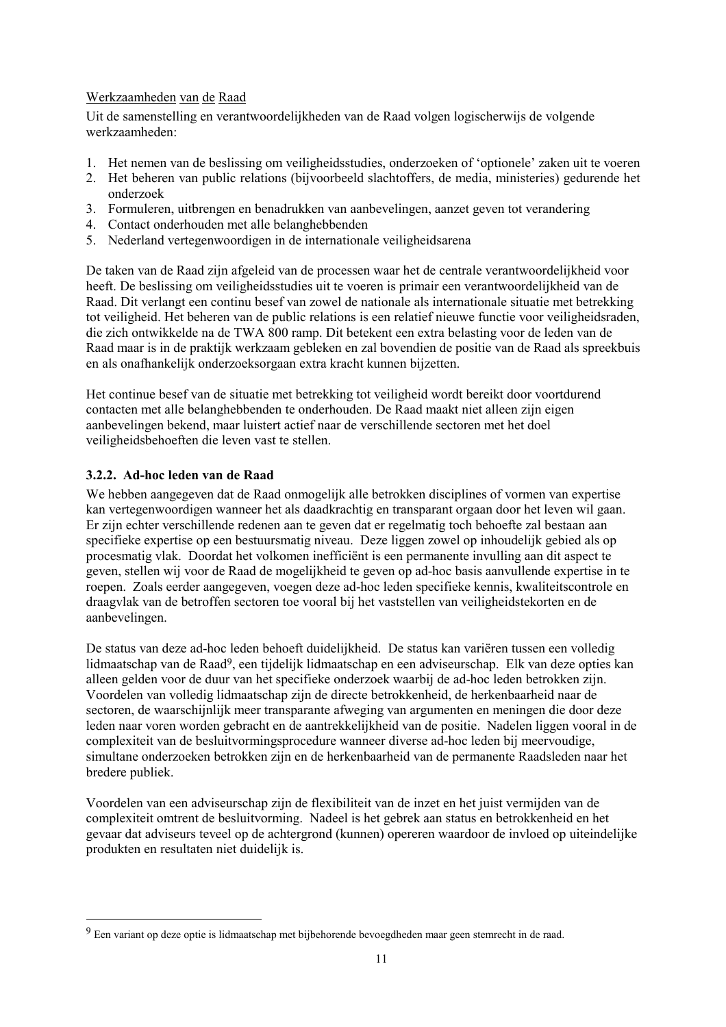Werkzaamheden van de Raad

Uit de samenstelling en verantwoordelijkheden van de Raad volgen logischerwijs de volgende werkzaamheden:

1. Het nemen van de beslissing om veiligheidsstudies, onderzoeken of 'optionele' zaken uit te voeren
2. Het beheren van public relations (bijvoorbeeld slachtoffers, de media, ministeries) gedurende het onderzoek
3. Formuleren, uitbrengen en benadrukken van aanbevelingen, aanzet geven tot verandering
4. Contact onderhouden met alle belanghebbenden
5. Nederland vertegenwoordigen in de internationale veiligheidsarena

De taken van de Raad zijn afgeleid van de processen waar het de centrale verantwoordelijkheid voor heeft. De beslissing om veiligheidsstudies uit te voeren is primair een verantwoordelijkheid van de Raad. Dit verlangt een continu besef van zowel de nationale als internationale situatie met betrekking tot veiligheid. Het beheren van de public relations is een relatief nieuwe functie voor veiligheidsraden, die zich ontwikkelde na de TWA 800 ramp. Dit betekent een extra belasting voor de leden van de Raad maar is in de praktijk werkzaam gebleken en zal bovendien de positie van de Raad als spreekbuis en als onafhankelijk onderzoeksorgaan extra kracht kunnen bijzetten.

Het continue besef van de situatie met betrekking tot veiligheid wordt bereikt door voortdurend contacten met alle belanghebbenden te onderhouden. De Raad maakt niet alleen zijn eigen aanbevelingen bekend, maar luistert actief naar de verschillende sectoren met het doel veiligheidsbehoeften die leven vast te stellen.

### 3.2.2. Ad-hoc leden van de Raad

We hebben aangegeven dat de Raad onmogelijk alle betrokken disciplines of vormen van expertise kan vertegenwoordigen wanneer het als daadkrachtig en transparant orgaan door het leven wil gaan. Er zijn echter verschillende redenen aan te geven dat er regelmatig toch behoefte zal bestaan aan specifieke expertise op een bestuursmatig niveau. Deze liggen zowel op inhoudelijk gebied als op procesmatig vlak. Doordat het volkomen inefficiënt is een permanente invulling aan dit aspect te geven, stellen wij voor de Raad de mogelijkheid te geven op ad-hoc basis aanvullende expertise in te roepen. Zoals eerder aangegeven, voegen deze ad-hoc leden specifieke kennis, kwaliteitscontrole en draagvlak van de betroffen sectoren toe vooral bij het vaststellen van veiligheidstekorten en de aanbevelingen.

De status van deze ad-hoc leden behoeft duidelijkheid. De status kan variëren tussen een volledig lidmaatschap van de Raad[9], een tijdelijk lidmaatschap en een adviseurschap. Elk van deze opties kan alleen gelden voor de duur van het specifieke onderzoek waarbij de ad-hoc leden betrokken zijn. Voordelen van volledig lidmaatschap zijn de directe betrokkenheid, de herkenbaarheid naar de sectoren, de waarschijnlijk meer transparante afweging van argumenten en meningen die door deze leden naar voren worden gebracht en de aantrekkelijkheid van de positie. Nadelen liggen vooral in de complexiteit van de besluitvormingsprocedure wanneer diverse ad-hoc leden bij meervoudige, simultane onderzoeken betrokken zijn en de herkenbaarheid van de permanente Raadsleden naar het bredere publiek.

Voordelen van een adviseurschap zijn de flexibiliteit van de inzet en het juist vermijden van de complexiteit omtrent de besluitvorming. Nadeel is het gebrek aan status en betrokkenheid en het gevaar dat adviseurs teveel op de achtergrond (kunnen) opereren waardoor de invloed op uiteindelijke produkten en resultaten niet duidelijk is.

---

[9] Een variant op deze optie is lidmaatschap met bijbehorende bevoegdheden maar geen stemrecht in de raad.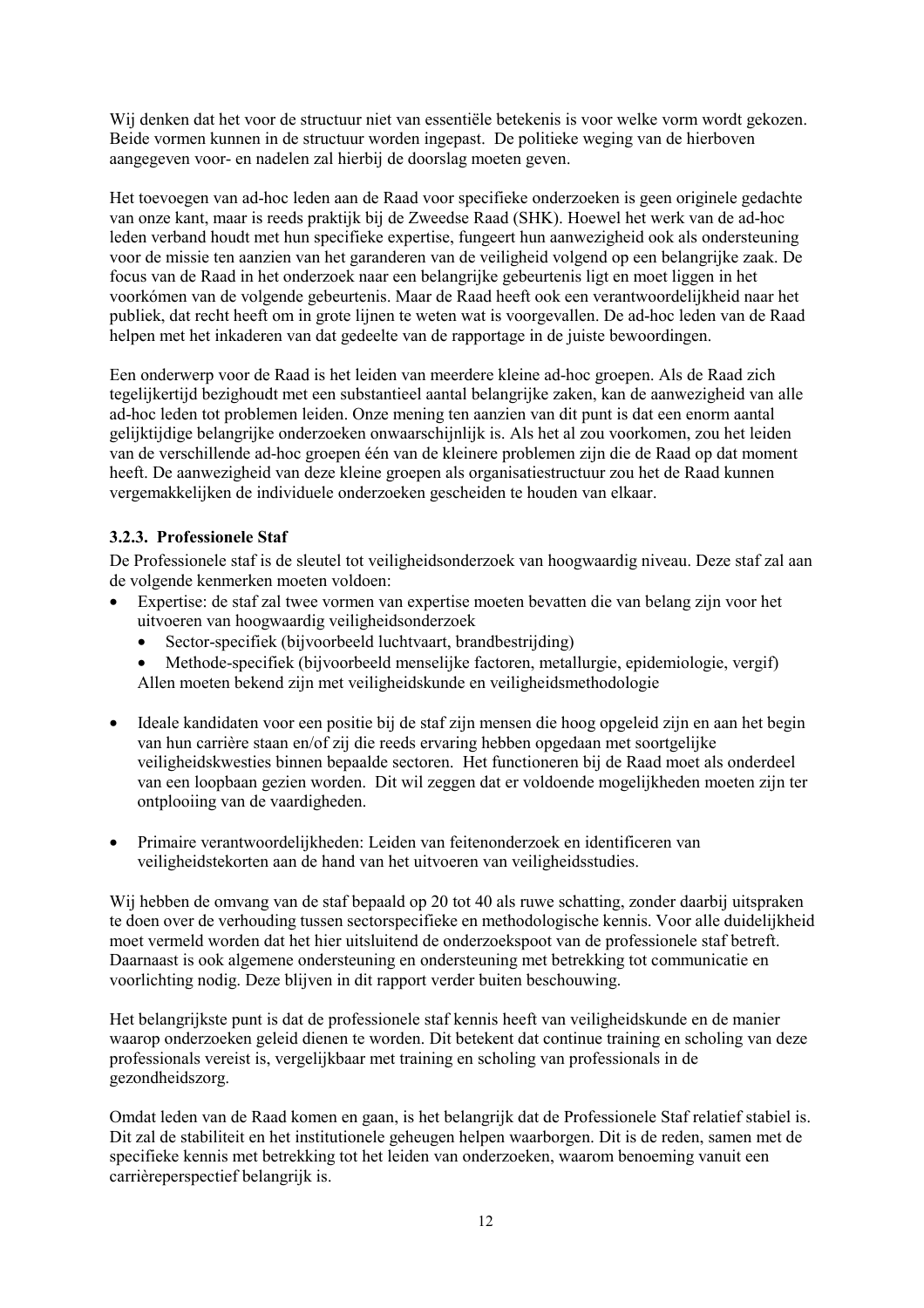Wij denken dat het voor de structuur niet van essentiële betekenis is voor welke vorm wordt gekozen. Beide vormen kunnen in de structuur worden ingepast. De politieke weging van de hierboven aangegeven voor- en nadelen zal hierbij de doorslag moeten geven.

Het toevoegen van ad-hoc leden aan de Raad voor specifieke onderzoeken is geen originele gedachte van onze kant, maar is reeds praktijk bij de Zweedse Raad (SHK). Hoewel het werk van de ad-hoc leden verband houdt met hun specifieke expertise, fungeert hun aanwezigheid ook als ondersteuning voor de missie ten aanzien van het garanderen van de veiligheid volgend op een belangrijke zaak. De focus van de Raad in het onderzoek naar een belangrijke gebeurtenis ligt en moet liggen in het voorkómen van de volgende gebeurtenis. Maar de Raad heeft ook een verantwoordelijkheid naar het publiek, dat recht heeft om in grote lijnen te weten wat is voorgevallen. De ad-hoc leden van de Raad helpen met het inkaderen van dat gedeelte van de rapportage in de juiste bewoordingen.

Een onderwerp voor de Raad is het leiden van meerdere kleine ad-hoc groepen. Als de Raad zich tegelijkertijd bezighoudt met een substantieel aantal belangrijke zaken, kan de aanwezigheid van alle ad-hoc leden tot problemen leiden. Onze mening ten aanzien van dit punt is dat een enorm aantal gelijktijdige belangrijke onderzoeken onwaarschijnlijk is. Als het al zou voorkomen, zou het leiden van de verschillende ad-hoc groepen één van de kleinere problemen zijn die de Raad op dat moment heeft. De aanwezigheid van deze kleine groepen als organisatiestructuur zou het de Raad kunnen vergemakkelijken de individuele onderzoeken gescheiden te houden van elkaar.

### 3.2.3. Professionele Staf

De Professionele staf is de sleutel tot veiligheidsonderzoek van hoogwaardig niveau. Deze staf zal aan de volgende kenmerken moeten voldoen:

- Expertise: de staf zal twee vormen van expertise moeten bevatten die van belang zijn voor het uitvoeren van hoogwaardig veiligheidsonderzoek
  - Sector-specifiek (bijvoorbeeld luchtvaart, brandbestrijding)
  - Methode-specifiek (bijvoorbeeld menselijke factoren, metallurgie, epidemiologie, vergif)

  Allen moeten bekend zijn met veiligheidskunde en veiligheidsmethodologie

- Ideale kandidaten voor een positie bij de staf zijn mensen die hoog opgeleid zijn en aan het begin van hun carrière staan en/of zij die reeds ervaring hebben opgedaan met soortgelijke veiligheidskwesties binnen bepaalde sectoren. Het functioneren bij de Raad moet als onderdeel van een loopbaan gezien worden. Dit wil zeggen dat er voldoende mogelijkheden moeten zijn ter ontplooiing van de vaardigheden.

- Primaire verantwoordelijkheden: Leiden van feitenonderzoek en identificeren van veiligheidstekorten aan de hand van het uitvoeren van veiligheidsstudies.

Wij hebben de omvang van de staf bepaald op 20 tot 40 als ruwe schatting, zonder daarbij uitspraken te doen over de verhouding tussen sectorspecifieke en methodologische kennis. Voor alle duidelijkheid moet vermeld worden dat het hier uitsluitend de onderzoekspoot van de professionele staf betreft. Daarnaast is ook algemene ondersteuning en ondersteuning met betrekking tot communicatie en voorlichting nodig. Deze blijven in dit rapport verder buiten beschouwing.

Het belangrijkste punt is dat de professionele staf kennis heeft van veiligheidskunde en de manier waarop onderzoeken geleid dienen te worden. Dit betekent dat continue training en scholing van deze professionals vereist is, vergelijkbaar met training en scholing van professionals in de gezondheidszorg.

Omdat leden van de Raad komen en gaan, is het belangrijk dat de Professionele Staf relatief stabiel is. Dit zal de stabiliteit en het institutionele geheugen helpen waarborgen. Dit is de reden, samen met de specifieke kennis met betrekking tot het leiden van onderzoeken, waarom benoeming vanuit een carrièreperspectief belangrijk is.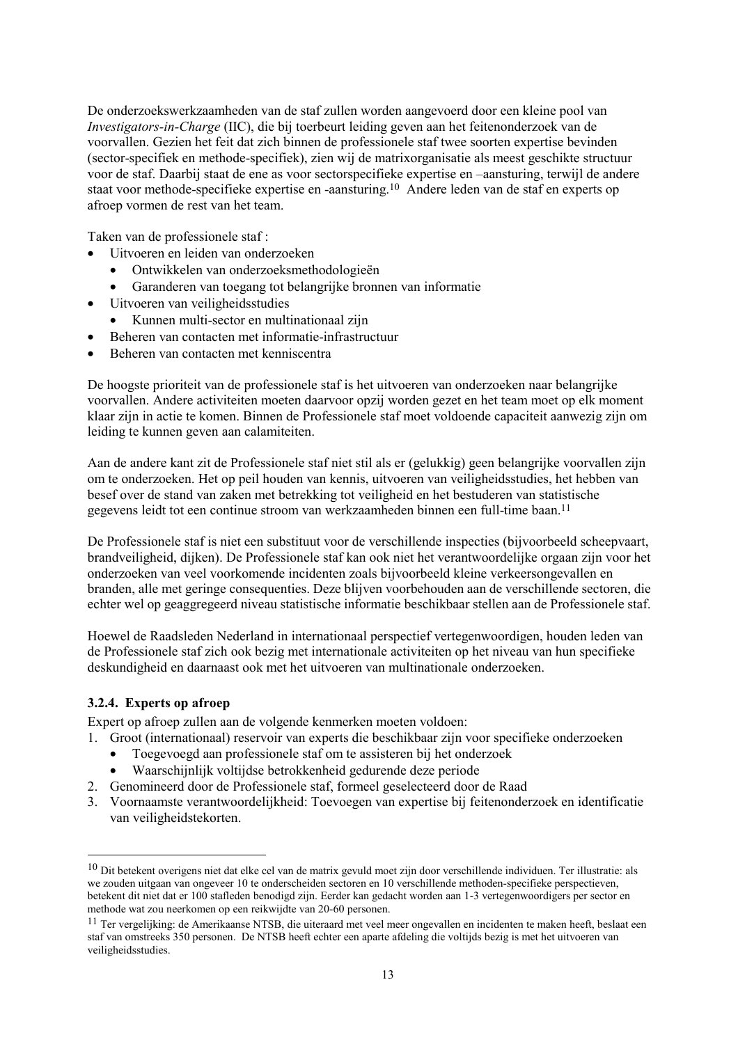De onderzoekswerkzaamheden van de staf zullen worden aangevoerd door een kleine pool van *Investigators-in-Charge* (IIC), die bij toerbeurt leiding geven aan het feitenonderzoek van de voorvallen. Gezien het feit dat zich binnen de professionele staf twee soorten expertise bevinden (sector-specifiek en methode-specifiek), zien wij de matrixorganisatie als meest geschikte structuur voor de staf. Daarbij staat de ene as voor sectorspecifieke expertise en –aansturing, terwijl de andere staat voor methode-specifieke expertise en -aansturing.[10] Andere leden van de staf en experts op afroep vormen de rest van het team.

Taken van de professionele staf :

- Uitvoeren en leiden van onderzoeken
  - Ontwikkelen van onderzoeksmethodologieën
  - Garanderen van toegang tot belangrijke bronnen van informatie
- Uitvoeren van veiligheidsstudies
  - Kunnen multi-sector en multinationaal zijn
- Beheren van contacten met informatie-infrastructuur
- Beheren van contacten met kenniscentra

De hoogste prioriteit van de professionele staf is het uitvoeren van onderzoeken naar belangrijke voorvallen. Andere activiteiten moeten daarvoor opzij worden gezet en het team moet op elk moment klaar zijn in actie te komen. Binnen de Professionele staf moet voldoende capaciteit aanwezig zijn om leiding te kunnen geven aan calamiteiten.

Aan de andere kant zit de Professionele staf niet stil als er (gelukkig) geen belangrijke voorvallen zijn om te onderzoeken. Het op peil houden van kennis, uitvoeren van veiligheidsstudies, het hebben van besef over de stand van zaken met betrekking tot veiligheid en het bestuderen van statistische gegevens leidt tot een continue stroom van werkzaamheden binnen een full-time baan.[11]

De Professionele staf is niet een substituut voor de verschillende inspecties (bijvoorbeeld scheepvaart, brandveiligheid, dijken). De Professionele staf kan ook niet het verantwoordelijke orgaan zijn voor het onderzoeken van veel voorkomende incidenten zoals bijvoorbeeld kleine verkeersongevallen en branden, alle met geringe consequenties. Deze blijven voorbehouden aan de verschillende sectoren, die echter wel op geaggregeerd niveau statistische informatie beschikbaar stellen aan de Professionele staf.

Hoewel de Raadsleden Nederland in internationaal perspectief vertegenwoordigen, houden leden van de Professionele staf zich ook bezig met internationale activiteiten op het niveau van hun specifieke deskundigheid en daarnaast ook met het uitvoeren van multinationale onderzoeken.

### 3.2.4. Experts op afroep

Expert op afroep zullen aan de volgende kenmerken moeten voldoen:

1. Groot (internationaal) reservoir van experts die beschikbaar zijn voor specifieke onderzoeken
   - Toegevoegd aan professionele staf om te assisteren bij het onderzoek
   - Waarschijnlijk voltijdse betrokkenheid gedurende deze periode
2. Genomineerd door de Professionele staf, formeel geselecteerd door de Raad
3. Voornaamste verantwoordelijkheid: Toevoegen van expertise bij feitenonderzoek en identificatie van veiligheidstekorten.

---

[10] Dit betekent overigens niet dat elke cel van de matrix gevuld moet zijn door verschillende individuen. Ter illustratie: als we zouden uitgaan van ongeveer 10 te onderscheiden sectoren en 10 verschillende methoden-specifieke perspectieven, betekent dit niet dat er 100 stafleden benodigd zijn. Eerder kan gedacht worden aan 1-3 vertegenwoordigers per sector en methode wat zou neerkomen op een reikwijdte van 20-60 personen.

[11] Ter vergelijking: de Amerikaanse NTSB, die uiteraard met veel meer ongevallen en incidenten te maken heeft, beslaat een staf van omstreeks 350 personen. De NTSB heeft echter een aparte afdeling die voltijds bezig is met het uitvoeren van veiligheidsstudies.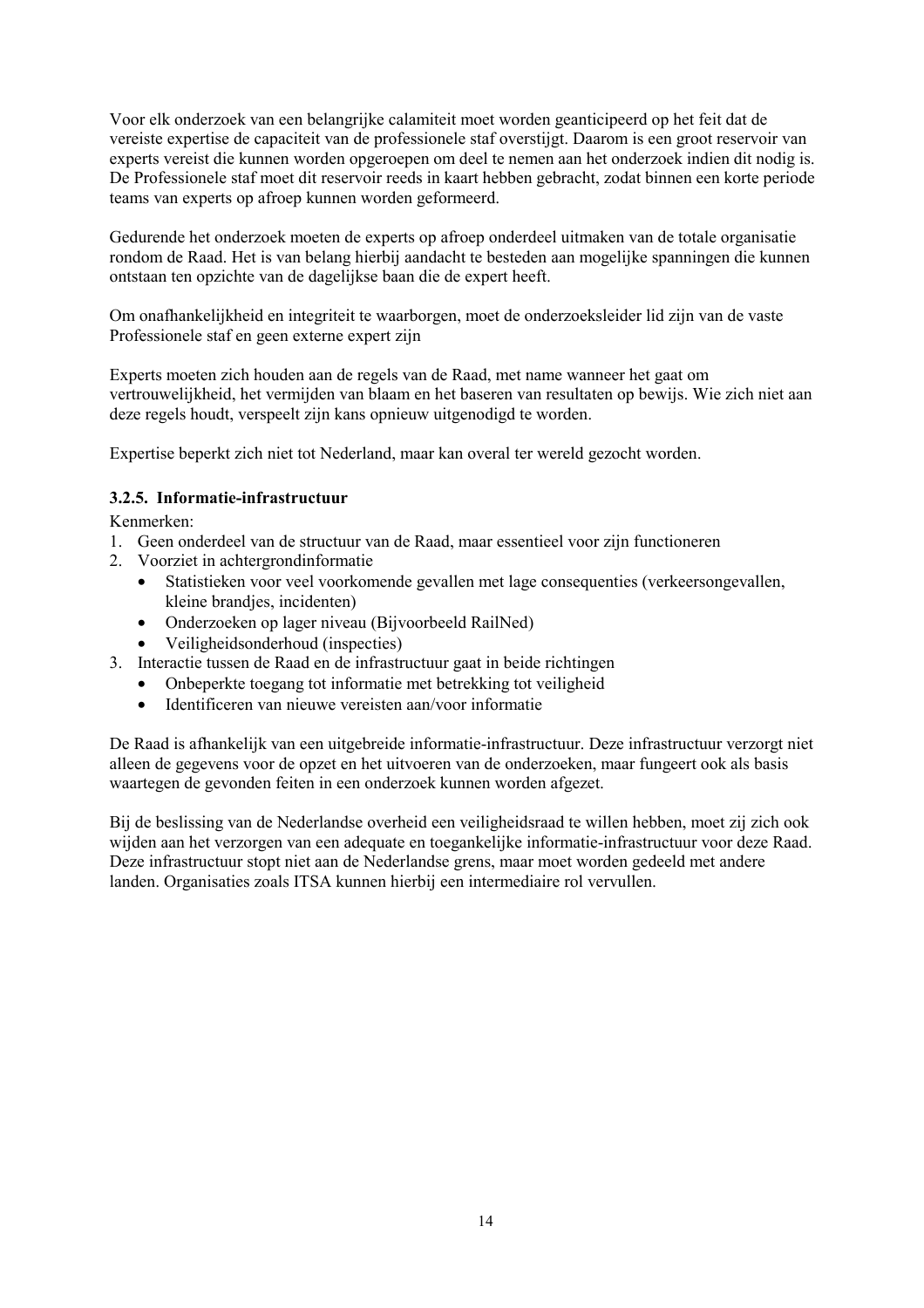Voor elk onderzoek van een belangrijke calamiteit moet worden geanticipeerd op het feit dat de vereiste expertise de capaciteit van de professionele staf overstijgt. Daarom is een groot reservoir van experts vereist die kunnen worden opgeroepen om deel te nemen aan het onderzoek indien dit nodig is. De Professionele staf moet dit reservoir reeds in kaart hebben gebracht, zodat binnen een korte periode teams van experts op afroep kunnen worden geformeerd.

Gedurende het onderzoek moeten de experts op afroep onderdeel uitmaken van de totale organisatie rondom de Raad. Het is van belang hierbij aandacht te besteden aan mogelijke spanningen die kunnen ontstaan ten opzichte van de dagelijkse baan die de expert heeft.

Om onafhankelijkheid en integriteit te waarborgen, moet de onderzoeksleider lid zijn van de vaste Professionele staf en geen externe expert zijn

Experts moeten zich houden aan de regels van de Raad, met name wanneer het gaat om vertrouwelijkheid, het vermijden van blaam en het baseren van resultaten op bewijs. Wie zich niet aan deze regels houdt, verspeelt zijn kans opnieuw uitgenodigd te worden.

Expertise beperkt zich niet tot Nederland, maar kan overal ter wereld gezocht worden.

### 3.2.5. Informatie-infrastructuur

Kenmerken:

1. Geen onderdeel van de structuur van de Raad, maar essentieel voor zijn functioneren
2. Voorziet in achtergrondinformatie
   - Statistieken voor veel voorkomende gevallen met lage consequenties (verkeersongevallen, kleine brandjes, incidenten)
   - Onderzoeken op lager niveau (Bijvoorbeeld RailNed)
   - Veiligheidsonderhoud (inspecties)
3. Interactie tussen de Raad en de infrastructuur gaat in beide richtingen
   - Onbeperkte toegang tot informatie met betrekking tot veiligheid
   - Identificeren van nieuwe vereisten aan/voor informatie

De Raad is afhankelijk van een uitgebreide informatie-infrastructuur. Deze infrastructuur verzorgt niet alleen de gegevens voor de opzet en het uitvoeren van de onderzoeken, maar fungeert ook als basis waartegen de gevonden feiten in een onderzoek kunnen worden afgezet.

Bij de beslissing van de Nederlandse overheid een veiligheidsraad te willen hebben, moet zij zich ook wijden aan het verzorgen van een adequate en toegankelijke informatie-infrastructuur voor deze Raad. Deze infrastructuur stopt niet aan de Nederlandse grens, maar moet worden gedeeld met andere landen. Organisaties zoals ITSA kunnen hierbij een intermediaire rol vervullen.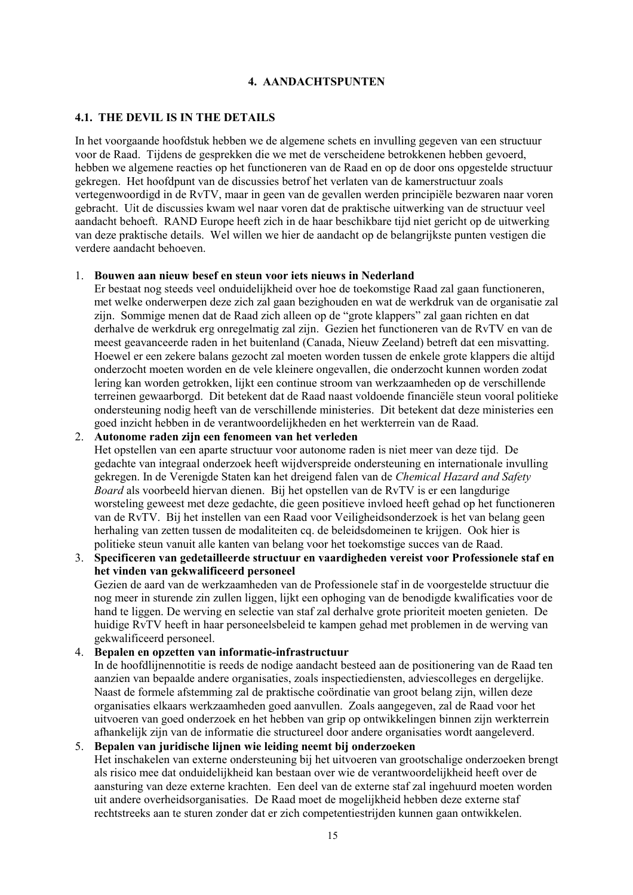## 4. AANDACHTSPUNTEN

### 4.1. THE DEVIL IS IN THE DETAILS

In het voorgaande hoofdstuk hebben we de algemene schets en invulling gegeven van een structuur voor de Raad. Tijdens de gesprekken die we met de verscheidene betrokkenen hebben gevoerd, hebben we algemene reacties op het functioneren van de Raad en op de door ons opgestelde structuur gekregen. Het hoofdpunt van de discussies betrof het verlaten van de kamerstructuur zoals vertegenwoordigd in de RvTV, maar in geen van de gevallen werden principiële bezwaren naar voren gebracht. Uit de discussies kwam wel naar voren dat de praktische uitwerking van de structuur veel aandacht behoeft. RAND Europe heeft zich in de haar beschikbare tijd niet gericht op de uitwerking van deze praktische details. Wel willen we hier de aandacht op de belangrijkste punten vestigen die verdere aandacht behoeven.

1. **Bouwen aan nieuw besef en steun voor iets nieuws in Nederland**
   Er bestaat nog steeds veel onduidelijkheid over hoe de toekomstige Raad zal gaan functioneren, met welke onderwerpen deze zich zal gaan bezighouden en wat de werkdruk van de organisatie zal zijn. Sommige menen dat de Raad zich alleen op de "grote klappers" zal gaan richten en dat derhalve de werkdruk erg onregelmatig zal zijn. Gezien het functioneren van de RvTV en van de meest geavanceerde raden in het buitenland (Canada, Nieuw Zeeland) betreft dat een misvatting. Hoewel er een zekere balans gezocht zal moeten worden tussen de enkele grote klappers die altijd onderzocht moeten worden en de vele kleinere ongevallen, die onderzocht kunnen worden zodat lering kan worden getrokken, lijkt een continue stroom van werkzaamheden op de verschillende terreinen gewaarborgd. Dit betekent dat de Raad naast voldoende financiële steun vooral politieke ondersteuning nodig heeft van de verschillende ministeries. Dit betekent dat deze ministeries een goed inzicht hebben in de verantwoordelijkheden en het werkterrein van de Raad.
2. **Autonome raden zijn een fenomeen van het verleden**
   Het opstellen van een aparte structuur voor autonome raden is niet meer van deze tijd. De gedachte van integraal onderzoek heeft wijdverspreide ondersteuning en internationale invulling gekregen. In de Verenigde Staten kan het dreigend falen van de *Chemical Hazard and Safety Board* als voorbeeld hiervan dienen. Bij het opstellen van de RvTV is er een langdurige worsteling geweest met deze gedachte, die geen positieve invloed heeft gehad op het functioneren van de RvTV. Bij het instellen van een Raad voor Veiligheidsonderzoek is het van belang geen herhaling van zetten tussen de modaliteiten cq. de beleidsdomeinen te krijgen. Ook hier is politieke steun vanuit alle kanten van belang voor het toekomstige succes van de Raad.
3. **Specificeren van gedetailleerde structuur en vaardigheden vereist voor Professionele staf en het vinden van gekwalificeerd personeel**
   Gezien de aard van de werkzaamheden van de Professionele staf in de voorgestelde structuur die nog meer in sturende zin zullen liggen, lijkt een ophoging van de benodigde kwalificaties voor de hand te liggen. De werving en selectie van staf zal derhalve grote prioriteit moeten genieten. De huidige RvTV heeft in haar personeelsbeleid te kampen gehad met problemen in de werving van gekwalificeerd personeel.
4. **Bepalen en opzetten van informatie-infrastructuur**
   In de hoofdlijnennotitie is reeds de nodige aandacht besteed aan de positionering van de Raad ten aanzien van bepaalde andere organisaties, zoals inspectiediensten, adviescolleges en dergelijke. Naast de formele afstemming zal de praktische coördinatie van groot belang zijn, willen deze organisaties elkaars werkzaamheden goed aanvullen. Zoals aangegeven, zal de Raad voor het uitvoeren van goed onderzoek en het hebben van grip op ontwikkelingen binnen zijn werkterrein afhankelijk zijn van de informatie die structureel door andere organisaties wordt aangeleverd.
5. **Bepalen van juridische lijnen wie leiding neemt bij onderzoeken**
   Het inschakelen van externe ondersteuning bij het uitvoeren van grootschalige onderzoeken brengt als risico mee dat onduidelijkheid kan bestaan over wie de verantwoordelijkheid heeft over de aansturing van deze externe krachten. Een deel van de externe staf zal ingehuurd moeten worden uit andere overheidsorganisaties. De Raad moet de mogelijkheid hebben deze externe staf rechtstreeks aan te sturen zonder dat er zich competentiestrijden kunnen gaan ontwikkelen.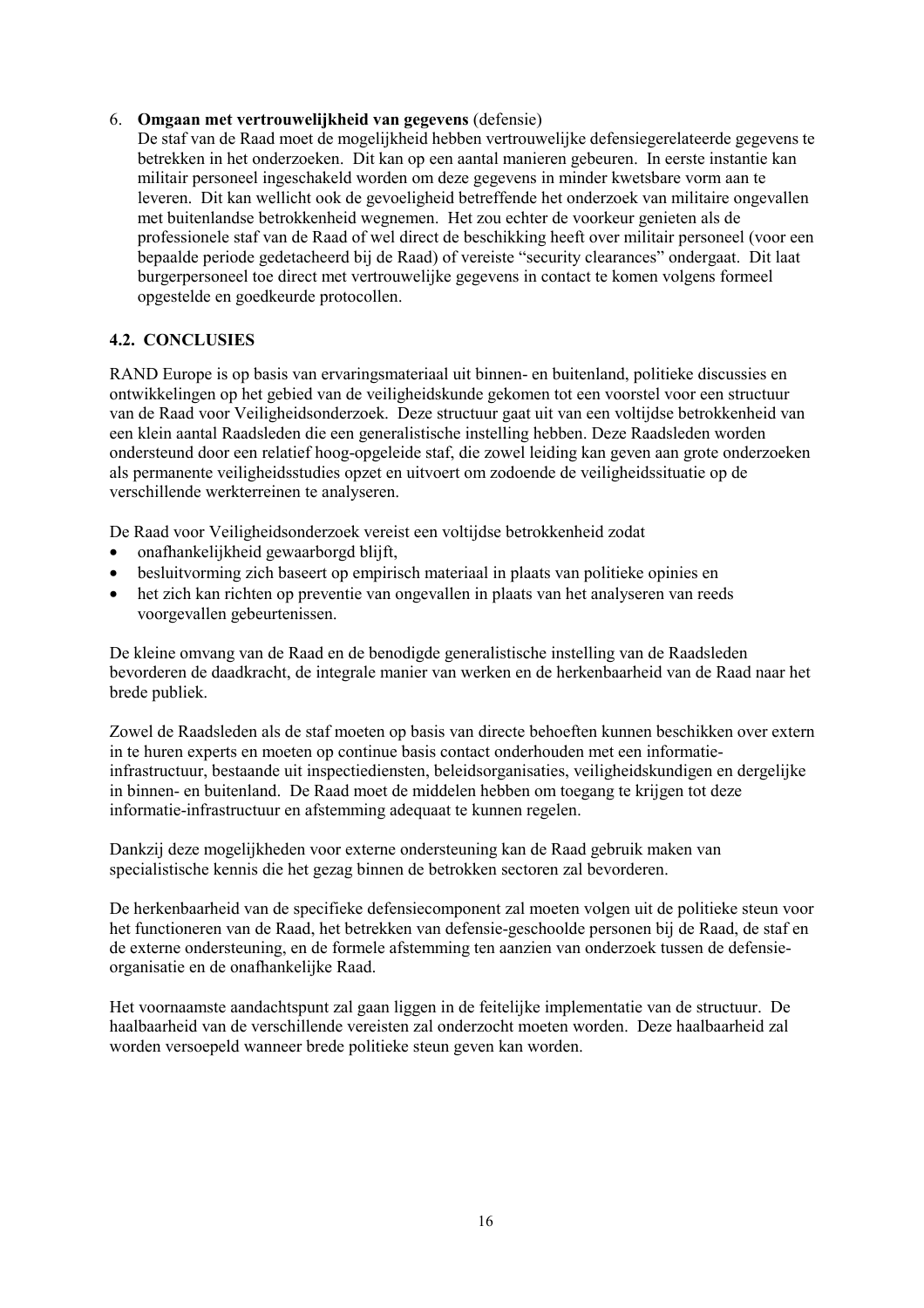6. **Omgaan met vertrouwelijkheid van gegevens** (defensie)
   De staf van de Raad moet de mogelijkheid hebben vertrouwelijke defensiegerelateerde gegevens te betrekken in het onderzoeken. Dit kan op een aantal manieren gebeuren. In eerste instantie kan militair personeel ingeschakeld worden om deze gegevens in minder kwetsbare vorm aan te leveren. Dit kan wellicht ook de gevoeligheid betreffende het onderzoek van militaire ongevallen met buitenlandse betrokkenheid wegnemen. Het zou echter de voorkeur genieten als de professionele staf van de Raad of wel direct de beschikking heeft over militair personeel (voor een bepaalde periode gedetacheerd bij de Raad) of vereiste "security clearances" ondergaat. Dit laat burgerpersoneel toe direct met vertrouwelijke gegevens in contact te komen volgens formeel opgestelde en goedkeurde protocollen.

## 4.2. CONCLUSIES

RAND Europe is op basis van ervaringsmateriaal uit binnen- en buitenland, politieke discussies en ontwikkelingen op het gebied van de veiligheidskunde gekomen tot een voorstel voor een structuur van de Raad voor Veiligheidsonderzoek. Deze structuur gaat uit van een voltijdse betrokkenheid van een klein aantal Raadsleden die een generalistische instelling hebben. Deze Raadsleden worden ondersteund door een relatief hoog-opgeleide staf, die zowel leiding kan geven aan grote onderzoeken als permanente veiligheidsstudies opzet en uitvoert om zodoende de veiligheidssituatie op de verschillende werkterreinen te analyseren.

De Raad voor Veiligheidsonderzoek vereist een voltijdse betrokkenheid zodat

- onafhankelijkheid gewaarborgd blijft,
- besluitvorming zich baseert op empirisch materiaal in plaats van politieke opinies en
- het zich kan richten op preventie van ongevallen in plaats van het analyseren van reeds voorgevallen gebeurtenissen.

De kleine omvang van de Raad en de benodigde generalistische instelling van de Raadsleden bevorderen de daadkracht, de integrale manier van werken en de herkenbaarheid van de Raad naar het brede publiek.

Zowel de Raadsleden als de staf moeten op basis van directe behoeften kunnen beschikken over extern in te huren experts en moeten op continue basis contact onderhouden met een informatie-infrastructuur, bestaande uit inspectiediensten, beleidsorganisaties, veiligheidskundigen en dergelijke in binnen- en buitenland. De Raad moet de middelen hebben om toegang te krijgen tot deze informatie-infrastructuur en afstemming adequaat te kunnen regelen.

Dankzij deze mogelijkheden voor externe ondersteuning kan de Raad gebruik maken van specialistische kennis die het gezag binnen de betrokken sectoren zal bevorderen.

De herkenbaarheid van de specifieke defensiecomponent zal moeten volgen uit de politieke steun voor het functioneren van de Raad, het betrekken van defensie-geschoolde personen bij de Raad, de staf en de externe ondersteuning, en de formele afstemming ten aanzien van onderzoek tussen de defensie-organisatie en de onafhankelijke Raad.

Het voornaamste aandachtspunt zal gaan liggen in de feitelijke implementatie van de structuur. De haalbaarheid van de verschillende vereisten zal onderzocht moeten worden. Deze haalbaarheid zal worden versoepeld wanneer brede politieke steun geven kan worden.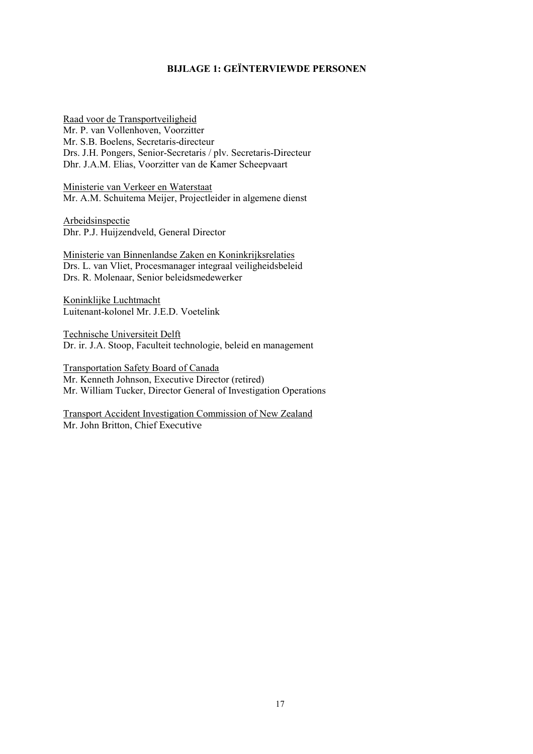# BIJLAGE 1: GEÏNTERVIEWDE PERSONEN

Raad voor de Transportveiligheid
Mr. P. van Vollenhoven, Voorzitter
Mr. S.B. Boelens, Secretaris-directeur
Drs. J.H. Pongers, Senior-Secretaris / plv. Secretaris-Directeur
Dhr. J.A.M. Elias, Voorzitter van de Kamer Scheepvaart

Ministerie van Verkeer en Waterstaat
Mr. A.M. Schuitema Meijer, Projectleider in algemene dienst

Arbeidsinspectie
Dhr. P.J. Huijzendveld, General Director

Ministerie van Binnenlandse Zaken en Koninkrijksrelaties
Drs. L. van Vliet, Procesmanager integraal veiligheidsbeleid
Drs. R. Molenaar, Senior beleidsmedewerker

Koninklijke Luchtmacht
Luitenant-kolonel Mr. J.E.D. Voetelink

Technische Universiteit Delft
Dr. ir. J.A. Stoop, Faculteit technologie, beleid en management

Transportation Safety Board of Canada
Mr. Kenneth Johnson, Executive Director (retired)
Mr. William Tucker, Director General of Investigation Operations

Transport Accident Investigation Commission of New Zealand
Mr. John Britton, Chief Executive